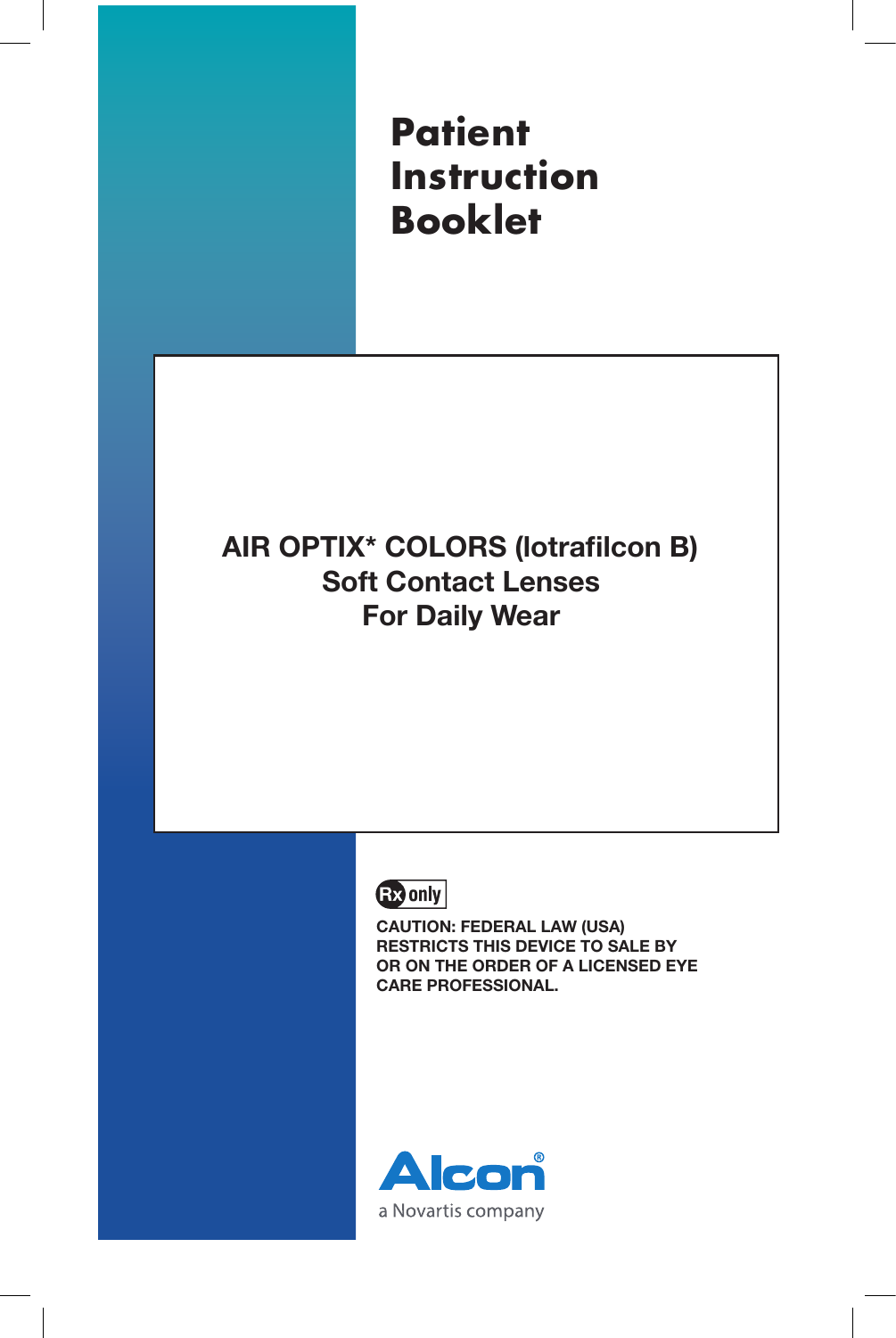# Patient Instruction Booklet

## AIR OPTIX* COLORS (lotrafilcon B) Soft Contact Lenses For Daily Wear

**Rx only**

**CAUTION: FEDERAL LAW (USA) RESTRICTS THIS DEVICE TO SALE BY OR ON THE ORDER OF A LICENSED EYE CARE PROFESSIONAL.**

Alcon®

a Novartis company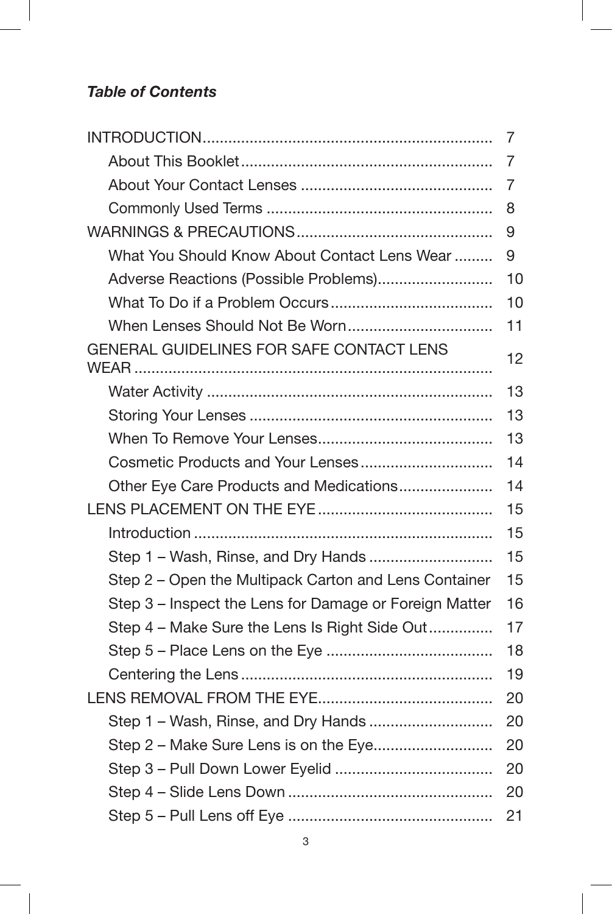***Table of Contents***

| | |
|---|---|
| INTRODUCTION | 7 |
| About This Booklet | 7 |
| About Your Contact Lenses | 7 |
| Commonly Used Terms | 8 |
| WARNINGS & PRECAUTIONS | 9 |
| What You Should Know About Contact Lens Wear | 9 |
| Adverse Reactions (Possible Problems) | 10 |
| What To Do if a Problem Occurs | 10 |
| When Lenses Should Not Be Worn | 11 |
| GENERAL GUIDELINES FOR SAFE CONTACT LENS WEAR | 12 |
| Water Activity | 13 |
| Storing Your Lenses | 13 |
| When To Remove Your Lenses | 13 |
| Cosmetic Products and Your Lenses | 14 |
| Other Eye Care Products and Medications | 14 |
| LENS PLACEMENT ON THE EYE | 15 |
| Introduction | 15 |
| Step 1 – Wash, Rinse, and Dry Hands | 15 |
| Step 2 – Open the Multipack Carton and Lens Container | 15 |
| Step 3 – Inspect the Lens for Damage or Foreign Matter | 16 |
| Step 4 – Make Sure the Lens Is Right Side Out | 17 |
| Step 5 – Place Lens on the Eye | 18 |
| Centering the Lens | 19 |
| LENS REMOVAL FROM THE EYE | 20 |
| Step 1 – Wash, Rinse, and Dry Hands | 20 |
| Step 2 – Make Sure Lens is on the Eye | 20 |
| Step 3 – Pull Down Lower Eyelid | 20 |
| Step 4 – Slide Lens Down | 20 |
| Step 5 – Pull Lens off Eye | 21 |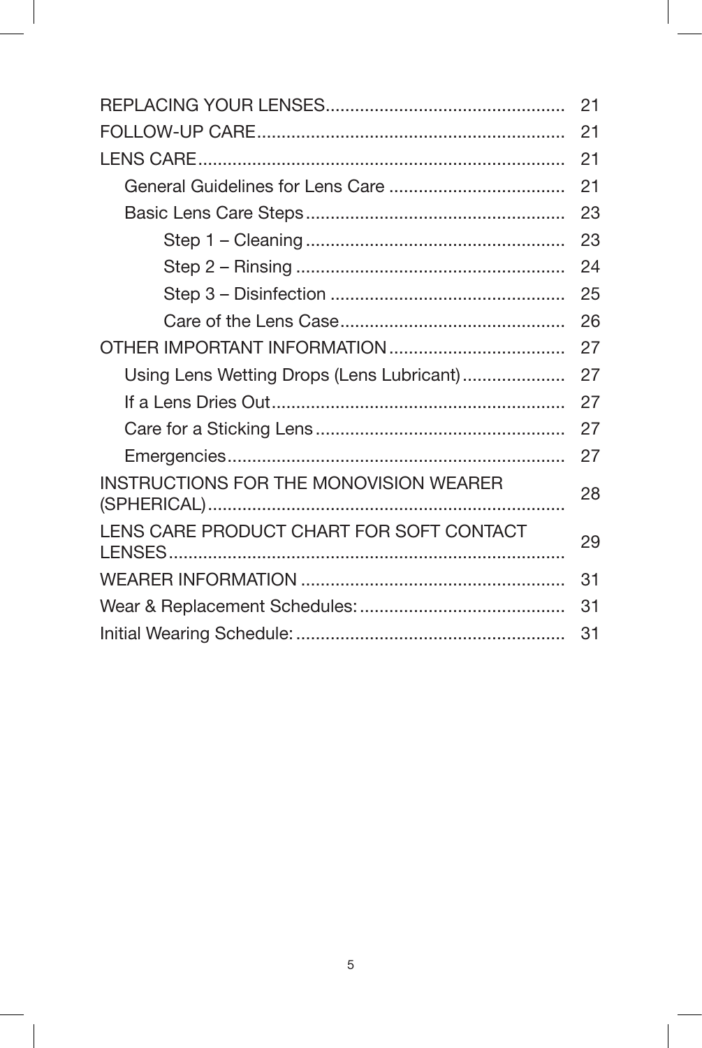| | |
|---|---|
| REPLACING YOUR LENSES | 21 |
| FOLLOW-UP CARE | 21 |
| LENS CARE | 21 |
| General Guidelines for Lens Care | 21 |
| Basic Lens Care Steps | 23 |
| Step 1 – Cleaning | 23 |
| Step 2 – Rinsing | 24 |
| Step 3 – Disinfection | 25 |
| Care of the Lens Case | 26 |
| OTHER IMPORTANT INFORMATION | 27 |
| Using Lens Wetting Drops (Lens Lubricant) | 27 |
| If a Lens Dries Out | 27 |
| Care for a Sticking Lens | 27 |
| Emergencies | 27 |
| INSTRUCTIONS FOR THE MONOVISION WEARER (SPHERICAL) | 28 |
| LENS CARE PRODUCT CHART FOR SOFT CONTACT LENSES | 29 |
| WEARER INFORMATION | 31 |
| Wear & Replacement Schedules: | 31 |
| Initial Wearing Schedule: | 31 |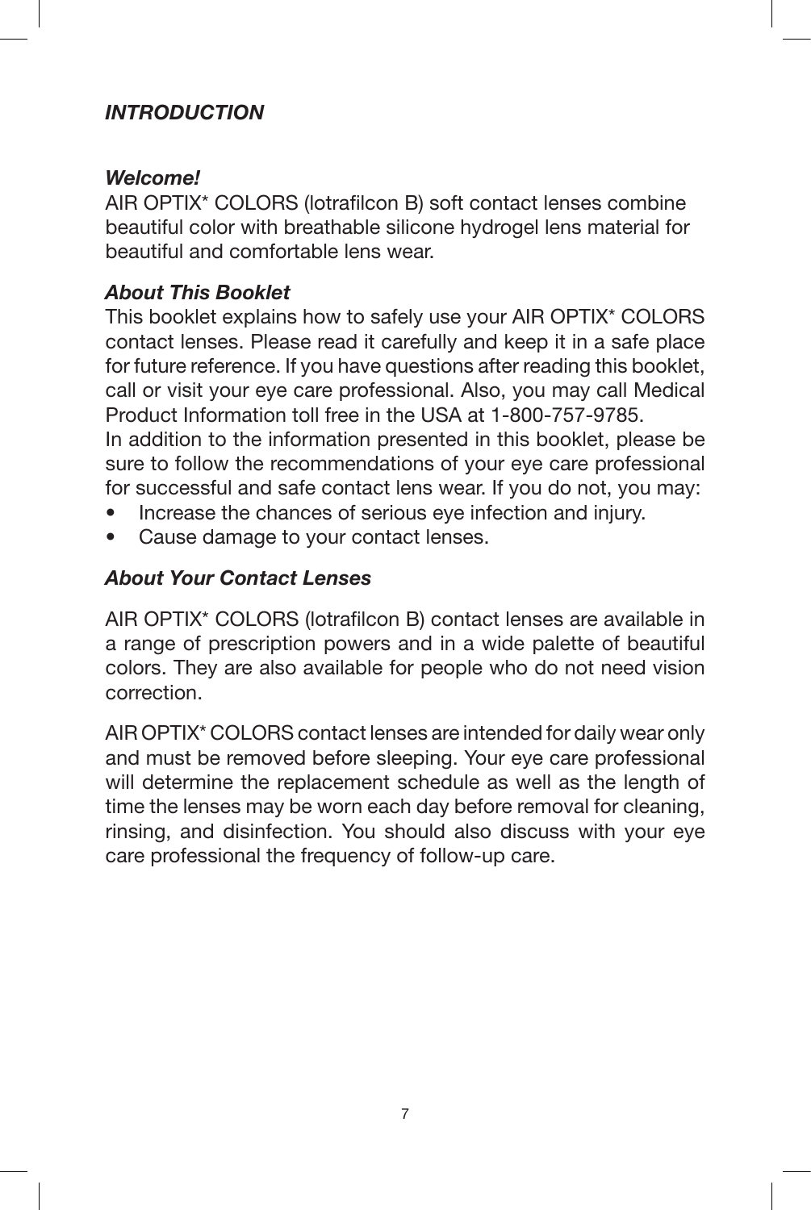## *INTRODUCTION*

### *Welcome!*

AIR OPTIX* COLORS (lotrafilcon B) soft contact lenses combine beautiful color with breathable silicone hydrogel lens material for beautiful and comfortable lens wear.

### *About This Booklet*

This booklet explains how to safely use your AIR OPTIX* COLORS contact lenses. Please read it carefully and keep it in a safe place for future reference. If you have questions after reading this booklet, call or visit your eye care professional. Also, you may call Medical Product Information toll free in the USA at 1-800-757-9785.

In addition to the information presented in this booklet, please be sure to follow the recommendations of your eye care professional for successful and safe contact lens wear. If you do not, you may:

- Increase the chances of serious eye infection and injury.
- Cause damage to your contact lenses.

### *About Your Contact Lenses*

AIR OPTIX* COLORS (lotrafilcon B) contact lenses are available in a range of prescription powers and in a wide palette of beautiful colors. They are also available for people who do not need vision correction.

AIR OPTIX* COLORS contact lenses are intended for daily wear only and must be removed before sleeping. Your eye care professional will determine the replacement schedule as well as the length of time the lenses may be worn each day before removal for cleaning, rinsing, and disinfection. You should also discuss with your eye care professional the frequency of follow-up care.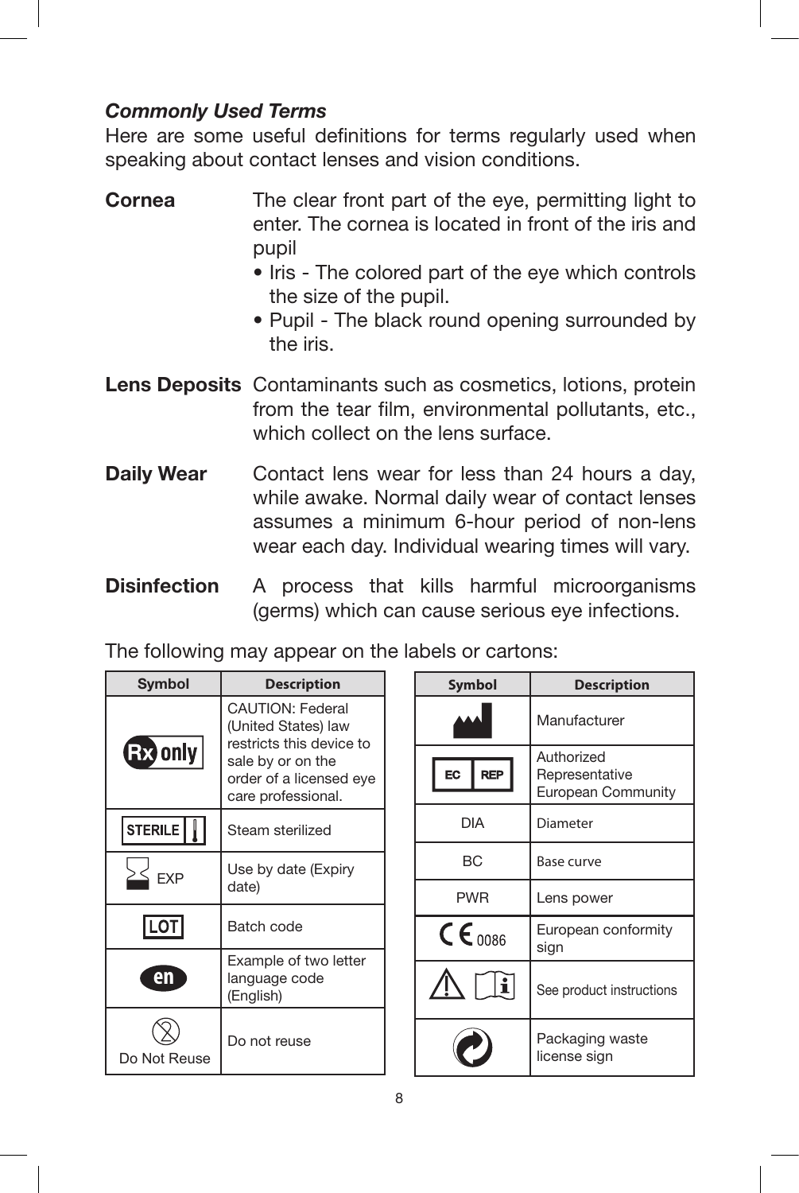### *Commonly Used Terms*

Here are some useful definitions for terms regularly used when speaking about contact lenses and vision conditions.

**Cornea** The clear front part of the eye, permitting light to enter. The cornea is located in front of the iris and pupil

- Iris - The colored part of the eye which controls the size of the pupil.
- Pupil - The black round opening surrounded by the iris.

**Lens Deposits** Contaminants such as cosmetics, lotions, protein from the tear film, environmental pollutants, etc., which collect on the lens surface.

**Daily Wear** Contact lens wear for less than 24 hours a day, while awake. Normal daily wear of contact lenses assumes a minimum 6-hour period of non-lens wear each day. Individual wearing times will vary.

**Disinfection** A process that kills harmful microorganisms (germs) which can cause serious eye infections.

The following may appear on the labels or cartons:

| Symbol | Description |
|---|---|
| Rx only | CAUTION: Federal (United States) law restricts this device to sale by or on the order of a licensed eye care professional. |
| STERILE | Steam sterilized |
| EXP | Use by date (Expiry date) |
| LOT | Batch code |
| en | Example of two letter language code (English) |
| Do Not Reuse | Do not reuse |

| Symbol | Description |
|---|---|
| | Manufacturer |
| EC REP | Authorized Representative European Community |
| DIA | Diameter |
| BC | Base curve |
| PWR | Lens power |
| CE 0086 | European conformity sign |
| | See product instructions |
| | Packaging waste license sign |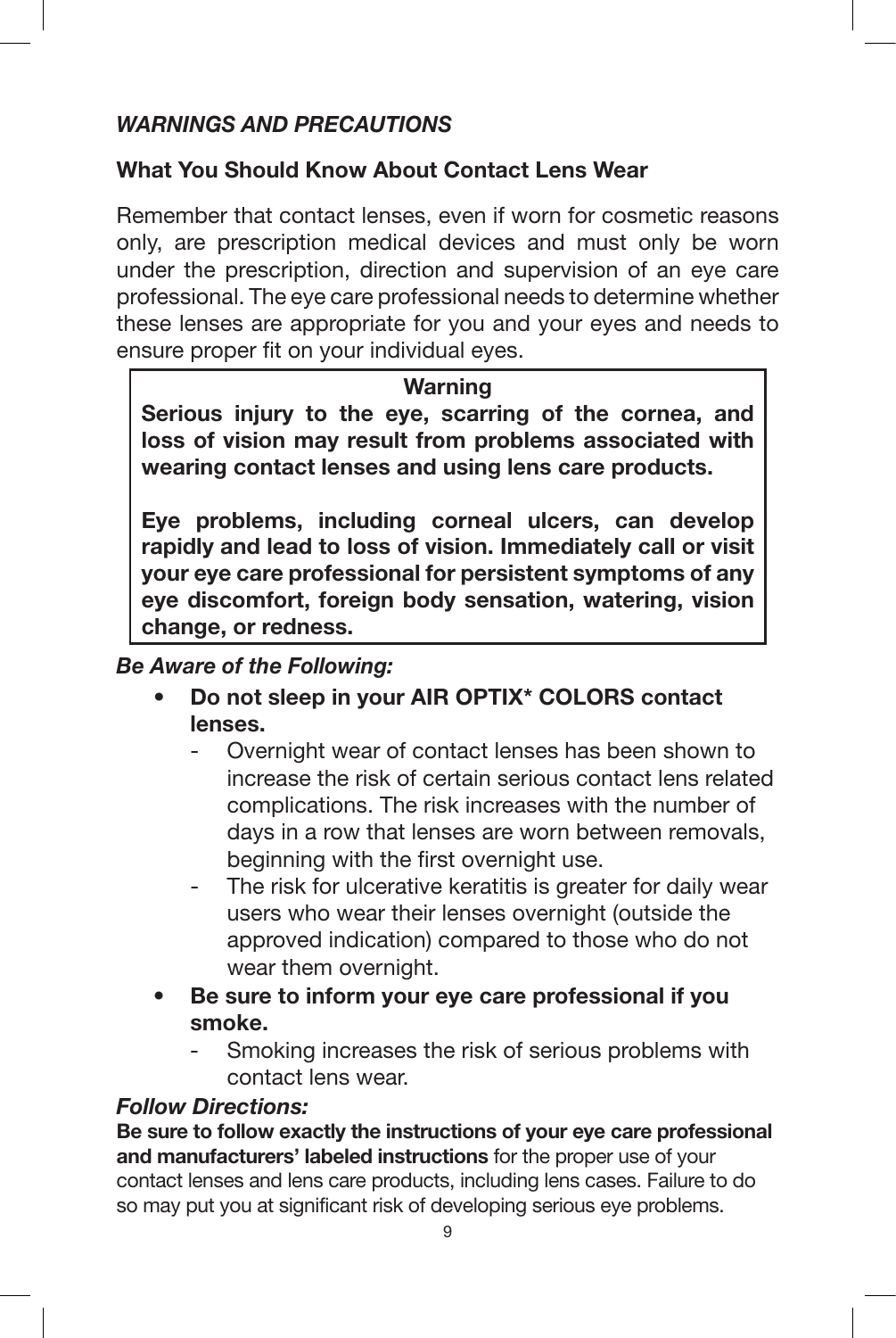## *WARNINGS AND PRECAUTIONS*

### What You Should Know About Contact Lens Wear

Remember that contact lenses, even if worn for cosmetic reasons only, are prescription medical devices and must only be worn under the prescription, direction and supervision of an eye care professional. The eye care professional needs to determine whether these lenses are appropriate for you and your eyes and needs to ensure proper fit on your individual eyes.

> **Warning**
>
> **Serious injury to the eye, scarring of the cornea, and loss of vision may result from problems associated with wearing contact lenses and using lens care products.**
>
> **Eye problems, including corneal ulcers, can develop rapidly and lead to loss of vision. Immediately call or visit your eye care professional for persistent symptoms of any eye discomfort, foreign body sensation, watering, vision change, or redness.**

***Be Aware of the Following:***

- **Do not sleep in your AIR OPTIX* COLORS contact lenses.**
  - Overnight wear of contact lenses has been shown to increase the risk of certain serious contact lens related complications. The risk increases with the number of days in a row that lenses are worn between removals, beginning with the first overnight use.
  - The risk for ulcerative keratitis is greater for daily wear users who wear their lenses overnight (outside the approved indication) compared to those who do not wear them overnight.
- **Be sure to inform your eye care professional if you smoke.**
  - Smoking increases the risk of serious problems with contact lens wear.

***Follow Directions:***

**Be sure to follow exactly the instructions of your eye care professional and manufacturers' labeled instructions** for the proper use of your contact lenses and lens care products, including lens cases. Failure to do so may put you at significant risk of developing serious eye problems.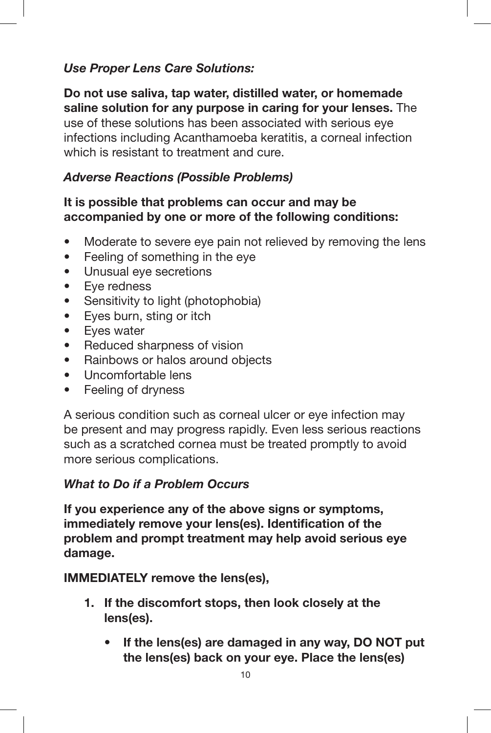### *Use Proper Lens Care Solutions:*

**Do not use saliva, tap water, distilled water, or homemade saline solution for any purpose in caring for your lenses.** The use of these solutions has been associated with serious eye infections including Acanthamoeba keratitis, a corneal infection which is resistant to treatment and cure.

### *Adverse Reactions (Possible Problems)*

**It is possible that problems can occur and may be accompanied by one or more of the following conditions:**

- Moderate to severe eye pain not relieved by removing the lens
- Feeling of something in the eye
- Unusual eye secretions
- Eye redness
- Sensitivity to light (photophobia)
- Eyes burn, sting or itch
- Eyes water
- Reduced sharpness of vision
- Rainbows or halos around objects
- Uncomfortable lens
- Feeling of dryness

A serious condition such as corneal ulcer or eye infection may be present and may progress rapidly. Even less serious reactions such as a scratched cornea must be treated promptly to avoid more serious complications.

### *What to Do if a Problem Occurs*

**If you experience any of the above signs or symptoms, immediately remove your lens(es). Identification of the problem and prompt treatment may help avoid serious eye damage.**

**IMMEDIATELY remove the lens(es),**

1. **If the discomfort stops, then look closely at the lens(es).**
   - **If the lens(es) are damaged in any way, DO NOT put the lens(es) back on your eye. Place the lens(es)**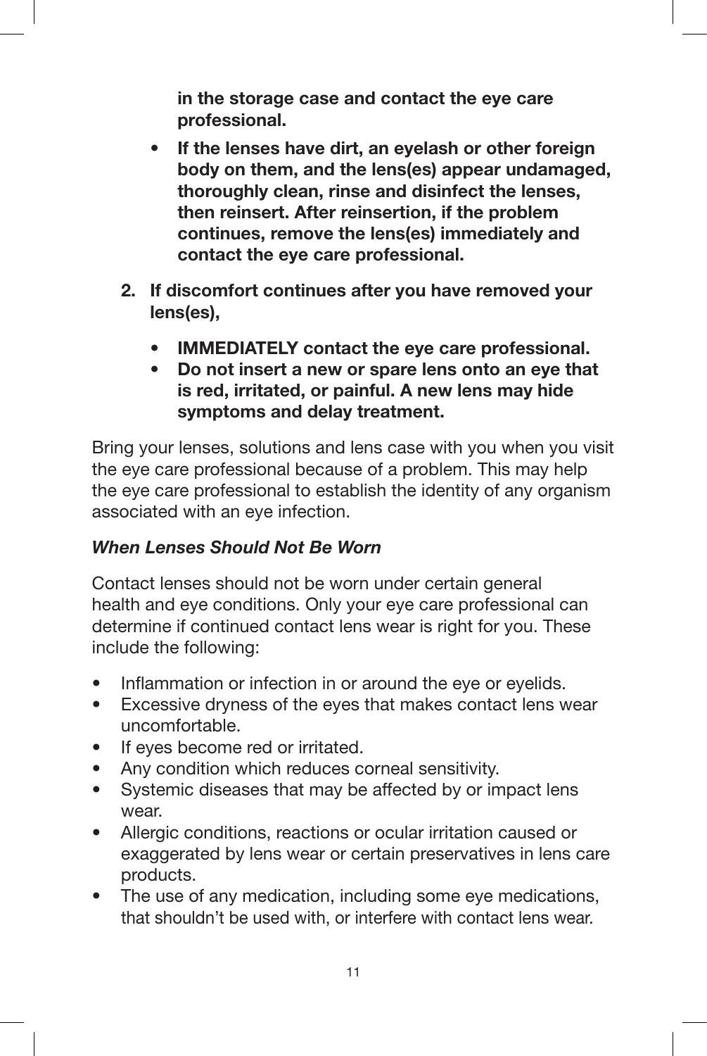**in the storage case and contact the eye care professional.**

- **If the lenses have dirt, an eyelash or other foreign body on them, and the lens(es) appear undamaged, thoroughly clean, rinse and disinfect the lenses, then reinsert. After reinsertion, if the problem continues, remove the lens(es) immediately and contact the eye care professional.**

2. **If discomfort continues after you have removed your lens(es),**

   - **IMMEDIATELY contact the eye care professional.**
   - **Do not insert a new or spare lens onto an eye that is red, irritated, or painful. A new lens may hide symptoms and delay treatment.**

Bring your lenses, solutions and lens case with you when you visit the eye care professional because of a problem. This may help the eye care professional to establish the identity of any organism associated with an eye infection.

***When Lenses Should Not Be Worn***

Contact lenses should not be worn under certain general health and eye conditions. Only your eye care professional can determine if continued contact lens wear is right for you. These include the following:

- Inflammation or infection in or around the eye or eyelids.
- Excessive dryness of the eyes that makes contact lens wear uncomfortable.
- If eyes become red or irritated.
- Any condition which reduces corneal sensitivity.
- Systemic diseases that may be affected by or impact lens wear.
- Allergic conditions, reactions or ocular irritation caused or exaggerated by lens wear or certain preservatives in lens care products.
- The use of any medication, including some eye medications, that shouldn't be used with, or interfere with contact lens wear.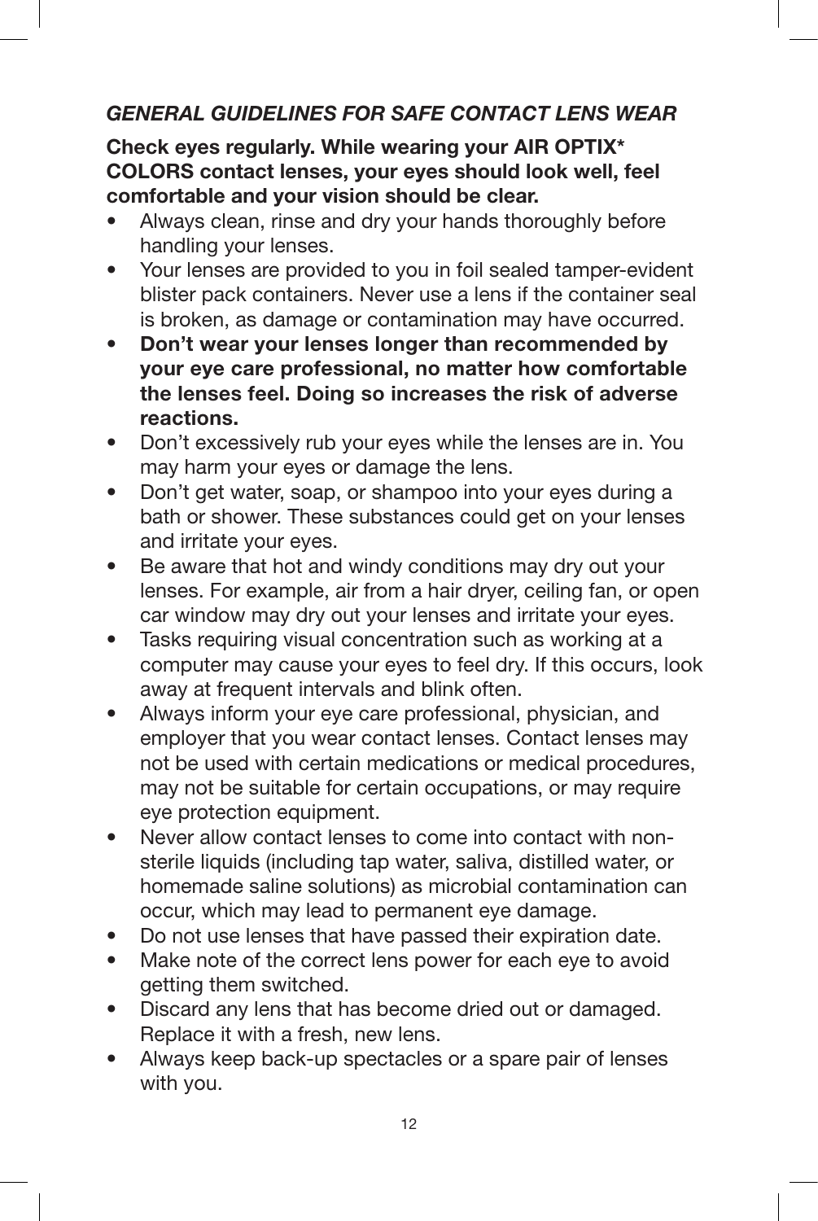## *GENERAL GUIDELINES FOR SAFE CONTACT LENS WEAR*

**Check eyes regularly. While wearing your AIR OPTIX* COLORS contact lenses, your eyes should look well, feel comfortable and your vision should be clear.**

- Always clean, rinse and dry your hands thoroughly before handling your lenses.
- Your lenses are provided to you in foil sealed tamper-evident blister pack containers. Never use a lens if the container seal is broken, as damage or contamination may have occurred.
- **Don't wear your lenses longer than recommended by your eye care professional, no matter how comfortable the lenses feel. Doing so increases the risk of adverse reactions.**
- Don't excessively rub your eyes while the lenses are in. You may harm your eyes or damage the lens.
- Don't get water, soap, or shampoo into your eyes during a bath or shower. These substances could get on your lenses and irritate your eyes.
- Be aware that hot and windy conditions may dry out your lenses. For example, air from a hair dryer, ceiling fan, or open car window may dry out your lenses and irritate your eyes.
- Tasks requiring visual concentration such as working at a computer may cause your eyes to feel dry. If this occurs, look away at frequent intervals and blink often.
- Always inform your eye care professional, physician, and employer that you wear contact lenses. Contact lenses may not be used with certain medications or medical procedures, may not be suitable for certain occupations, or may require eye protection equipment.
- Never allow contact lenses to come into contact with non-sterile liquids (including tap water, saliva, distilled water, or homemade saline solutions) as microbial contamination can occur, which may lead to permanent eye damage.
- Do not use lenses that have passed their expiration date.
- Make note of the correct lens power for each eye to avoid getting them switched.
- Discard any lens that has become dried out or damaged. Replace it with a fresh, new lens.
- Always keep back-up spectacles or a spare pair of lenses with you.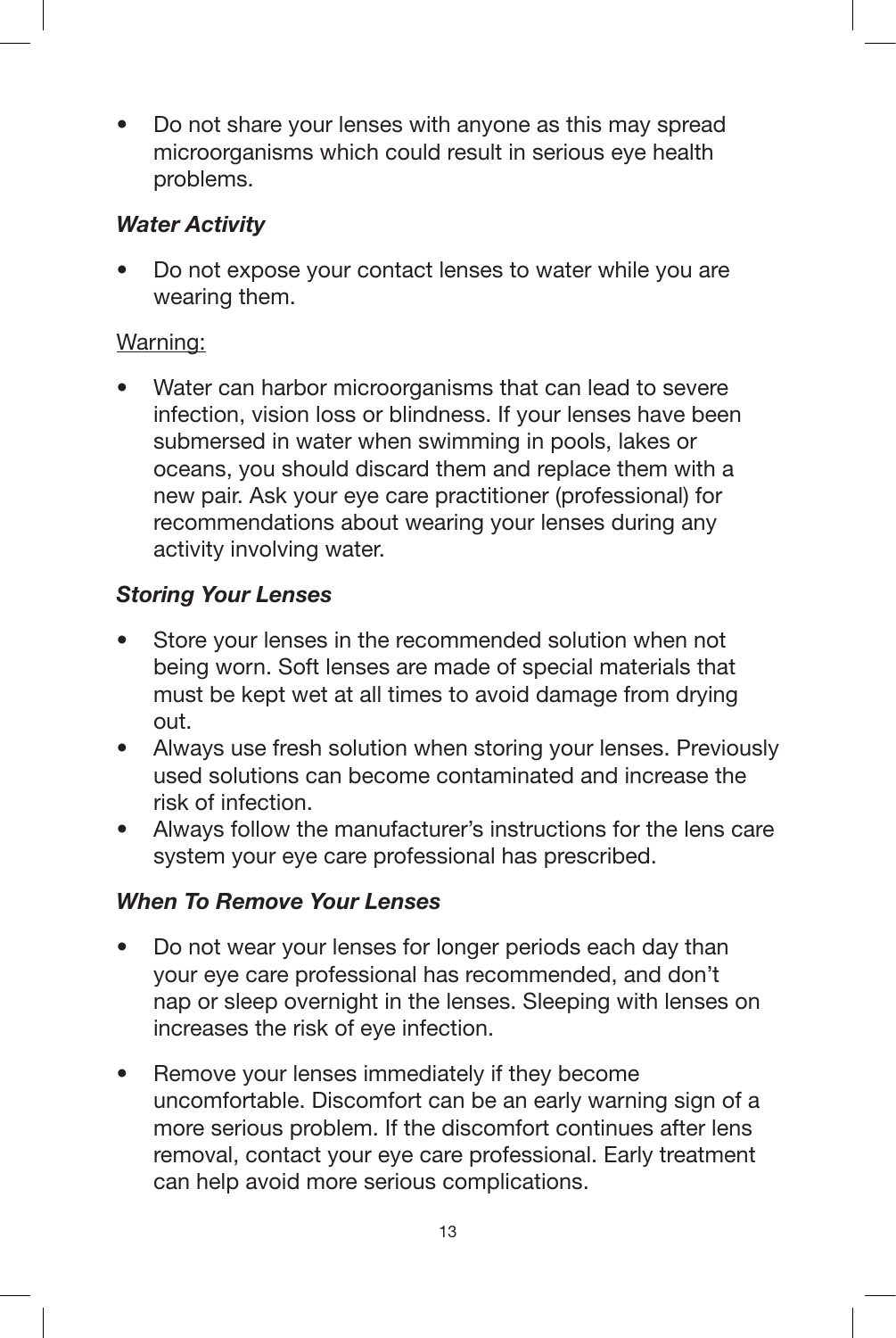- Do not share your lenses with anyone as this may spread microorganisms which could result in serious eye health problems.

### *Water Activity*

- Do not expose your contact lenses to water while you are wearing them.

Warning:

- Water can harbor microorganisms that can lead to severe infection, vision loss or blindness. If your lenses have been submersed in water when swimming in pools, lakes or oceans, you should discard them and replace them with a new pair. Ask your eye care practitioner (professional) for recommendations about wearing your lenses during any activity involving water.

### *Storing Your Lenses*

- Store your lenses in the recommended solution when not being worn. Soft lenses are made of special materials that must be kept wet at all times to avoid damage from drying out.
- Always use fresh solution when storing your lenses. Previously used solutions can become contaminated and increase the risk of infection.
- Always follow the manufacturer's instructions for the lens care system your eye care professional has prescribed.

### *When To Remove Your Lenses*

- Do not wear your lenses for longer periods each day than your eye care professional has recommended, and don't nap or sleep overnight in the lenses. Sleeping with lenses on increases the risk of eye infection.

- Remove your lenses immediately if they become uncomfortable. Discomfort can be an early warning sign of a more serious problem. If the discomfort continues after lens removal, contact your eye care professional. Early treatment can help avoid more serious complications.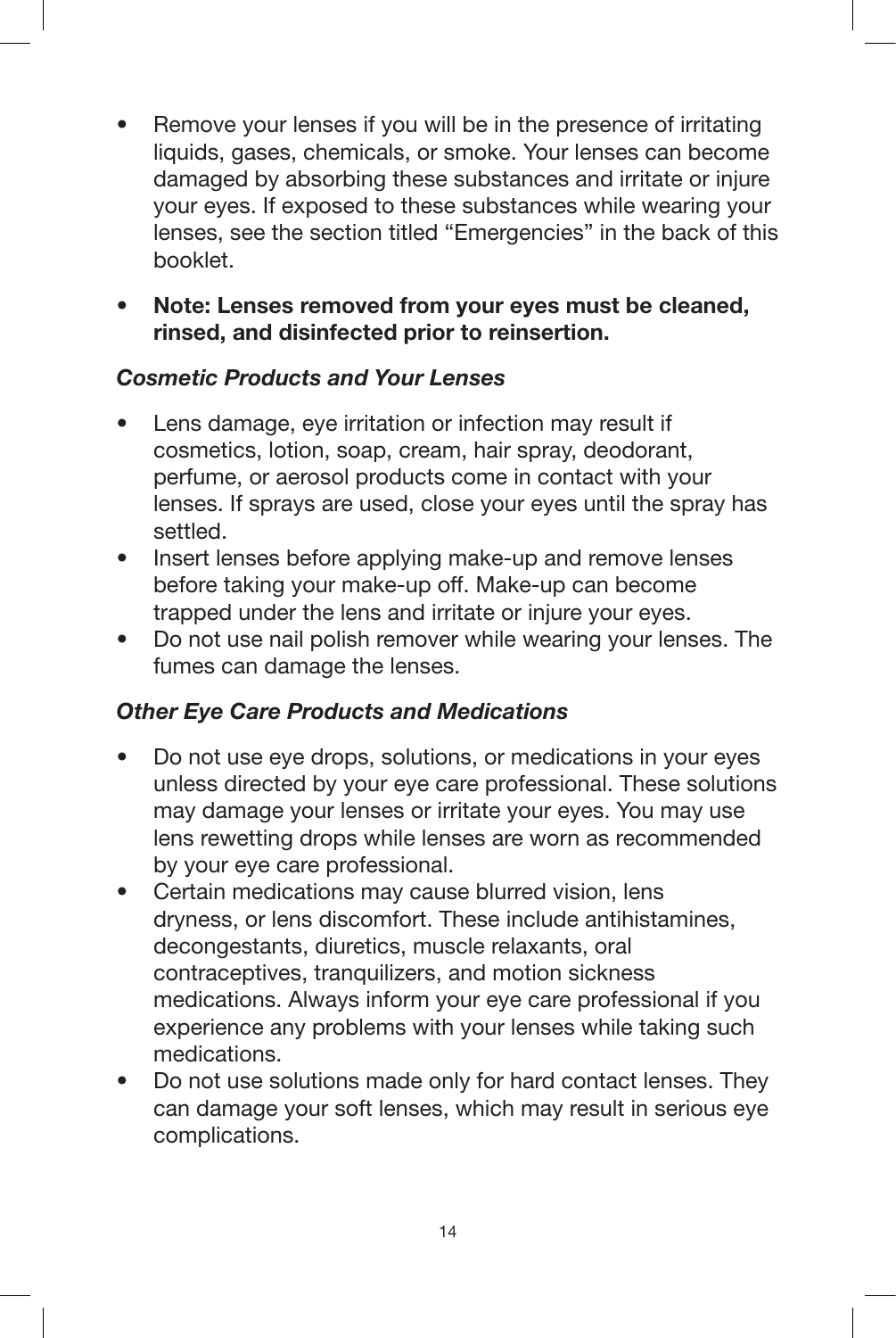- Remove your lenses if you will be in the presence of irritating liquids, gases, chemicals, or smoke. Your lenses can become damaged by absorbing these substances and irritate or injure your eyes. If exposed to these substances while wearing your lenses, see the section titled "Emergencies" in the back of this booklet.

- **Note: Lenses removed from your eyes must be cleaned, rinsed, and disinfected prior to reinsertion.**

### *Cosmetic Products and Your Lenses*

- Lens damage, eye irritation or infection may result if cosmetics, lotion, soap, cream, hair spray, deodorant, perfume, or aerosol products come in contact with your lenses. If sprays are used, close your eyes until the spray has settled.
- Insert lenses before applying make-up and remove lenses before taking your make-up off. Make-up can become trapped under the lens and irritate or injure your eyes.
- Do not use nail polish remover while wearing your lenses. The fumes can damage the lenses.

### *Other Eye Care Products and Medications*

- Do not use eye drops, solutions, or medications in your eyes unless directed by your eye care professional. These solutions may damage your lenses or irritate your eyes. You may use lens rewetting drops while lenses are worn as recommended by your eye care professional.
- Certain medications may cause blurred vision, lens dryness, or lens discomfort. These include antihistamines, decongestants, diuretics, muscle relaxants, oral contraceptives, tranquilizers, and motion sickness medications. Always inform your eye care professional if you experience any problems with your lenses while taking such medications.
- Do not use solutions made only for hard contact lenses. They can damage your soft lenses, which may result in serious eye complications.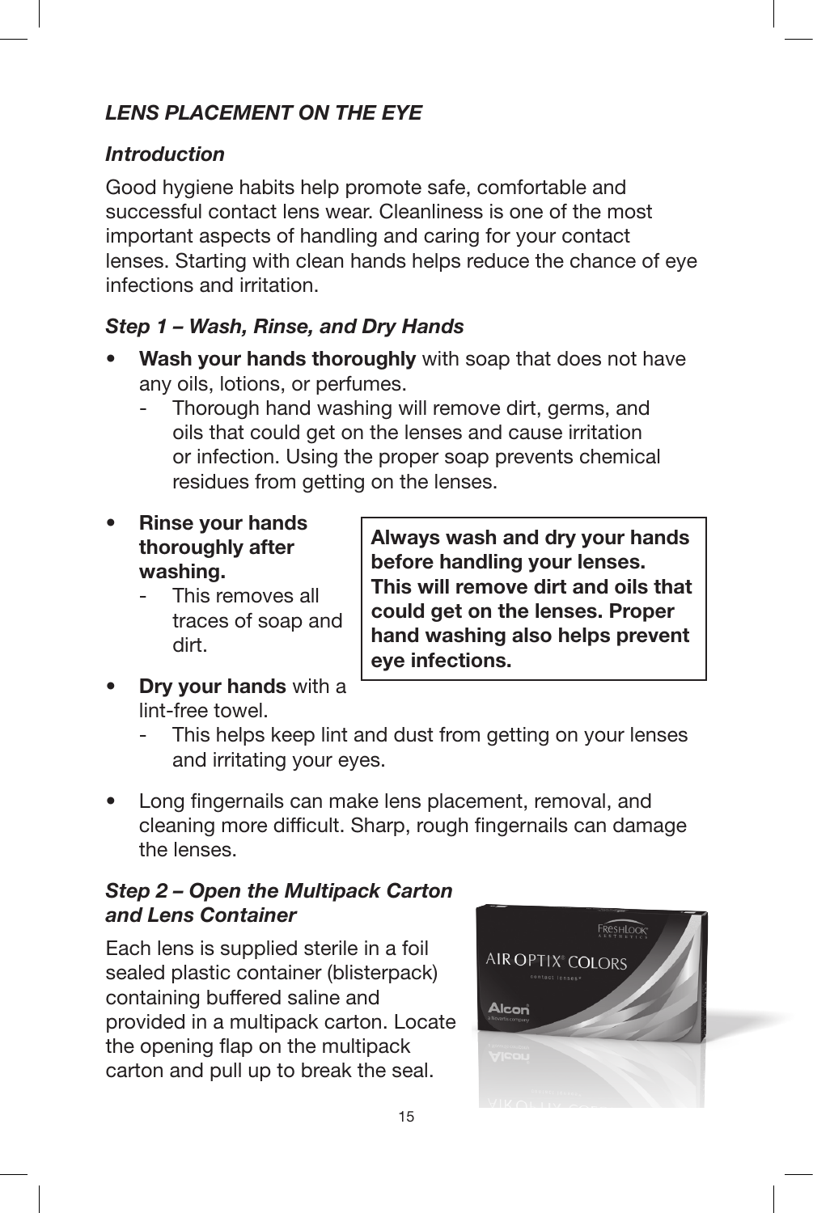## *LENS PLACEMENT ON THE EYE*

### *Introduction*

Good hygiene habits help promote safe, comfortable and successful contact lens wear. Cleanliness is one of the most important aspects of handling and caring for your contact lenses. Starting with clean hands helps reduce the chance of eye infections and irritation.

### *Step 1 – Wash, Rinse, and Dry Hands*

- **Wash your hands thoroughly** with soap that does not have any oils, lotions, or perfumes.
  - Thorough hand washing will remove dirt, germs, and oils that could get on the lenses and cause irritation or infection. Using the proper soap prevents chemical residues from getting on the lenses.
- **Rinse your hands thoroughly after washing.**
  - This removes all traces of soap and dirt.
- **Dry your hands** with a lint-free towel.
  - This helps keep lint and dust from getting on your lenses and irritating your eyes.
- Long fingernails can make lens placement, removal, and cleaning more difficult. Sharp, rough fingernails can damage the lenses.

**Always wash and dry your hands before handling your lenses. This will remove dirt and oils that could get on the lenses. Proper hand washing also helps prevent eye infections.**

### *Step 2 – Open the Multipack Carton and Lens Container*

Each lens is supplied sterile in a foil sealed plastic container (blisterpack) containing buffered saline and provided in a multipack carton. Locate the opening flap on the multipack carton and pull up to break the seal.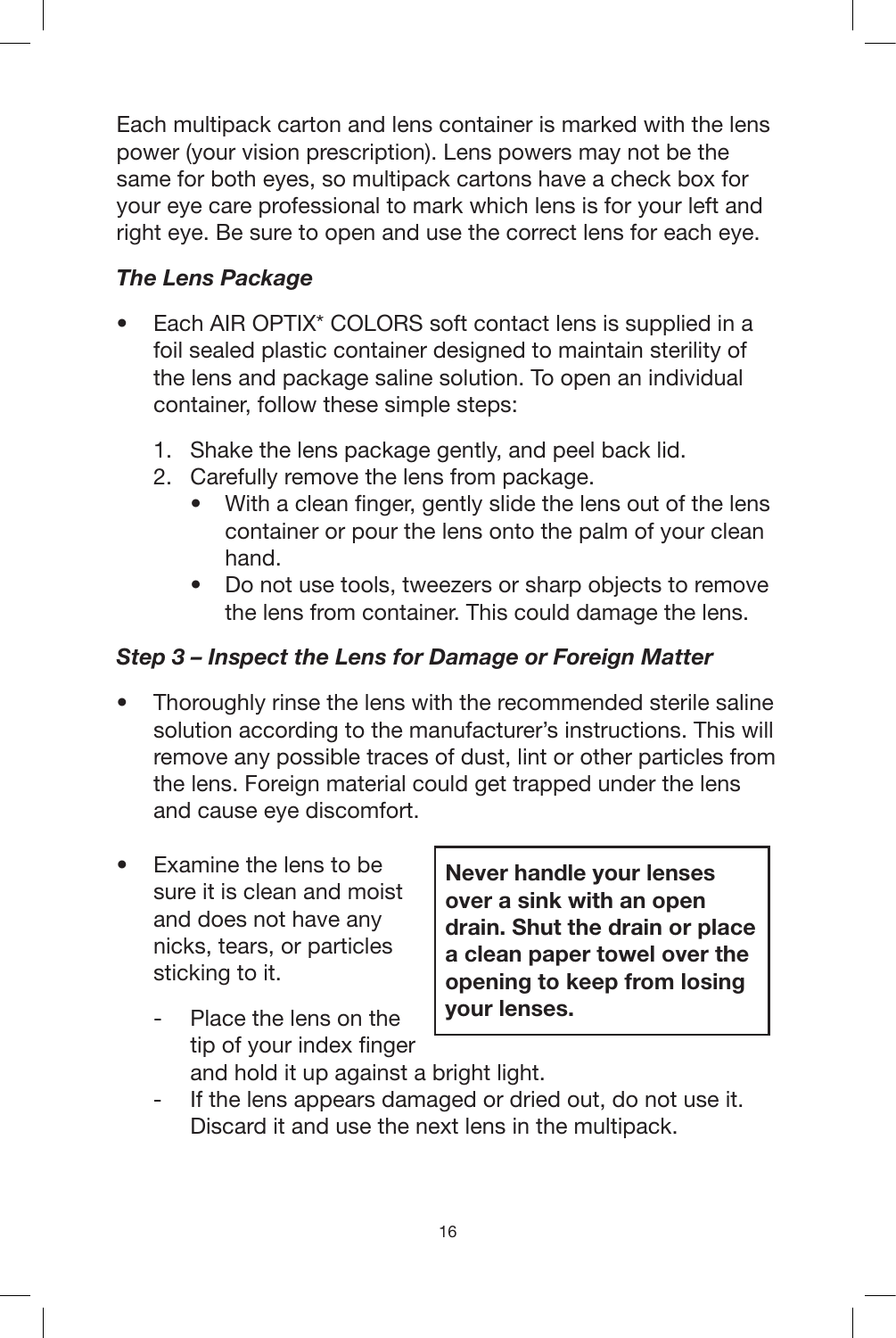Each multipack carton and lens container is marked with the lens power (your vision prescription). Lens powers may not be the same for both eyes, so multipack cartons have a check box for your eye care professional to mark which lens is for your left and right eye. Be sure to open and use the correct lens for each eye.

### *The Lens Package*

- Each AIR OPTIX* COLORS soft contact lens is supplied in a foil sealed plastic container designed to maintain sterility of the lens and package saline solution. To open an individual container, follow these simple steps:
  1. Shake the lens package gently, and peel back lid.
  2. Carefully remove the lens from package.
     - With a clean finger, gently slide the lens out of the lens container or pour the lens onto the palm of your clean hand.
     - Do not use tools, tweezers or sharp objects to remove the lens from container. This could damage the lens.

### *Step 3 – Inspect the Lens for Damage or Foreign Matter*

- Thoroughly rinse the lens with the recommended sterile saline solution according to the manufacturer's instructions. This will remove any possible traces of dust, lint or other particles from the lens. Foreign material could get trapped under the lens and cause eye discomfort.
- Examine the lens to be sure it is clean and moist and does not have any nicks, tears, or particles sticking to it.
  - Place the lens on the tip of your index finger and hold it up against a bright light.
  - If the lens appears damaged or dried out, do not use it. Discard it and use the next lens in the multipack.

**Never handle your lenses over a sink with an open drain. Shut the drain or place a clean paper towel over the opening to keep from losing your lenses.**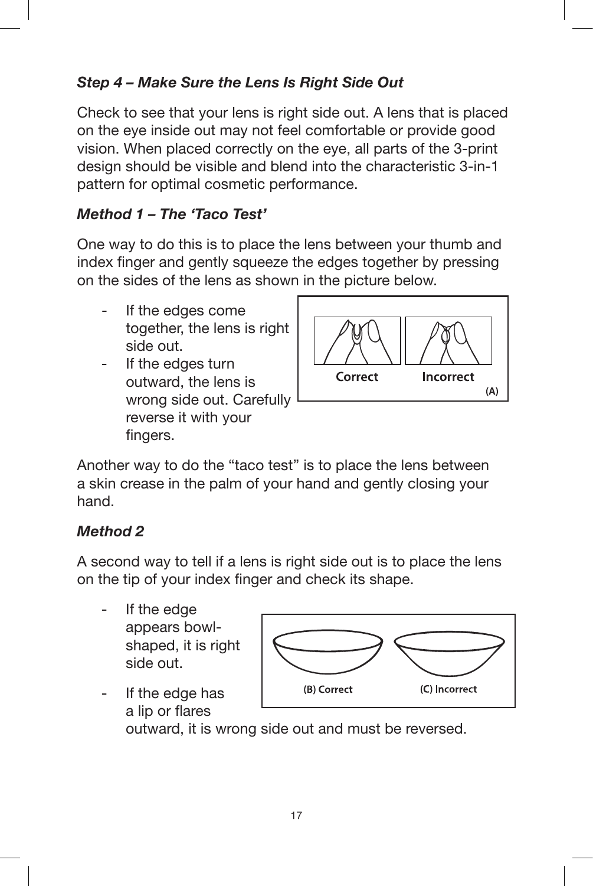### *Step 4 – Make Sure the Lens Is Right Side Out*

Check to see that your lens is right side out. A lens that is placed on the eye inside out may not feel comfortable or provide good vision. When placed correctly on the eye, all parts of the 3-print design should be visible and blend into the characteristic 3-in-1 pattern for optimal cosmetic performance.

### *Method 1 – The 'Taco Test'*

One way to do this is to place the lens between your thumb and index finger and gently squeeze the edges together by pressing on the sides of the lens as shown in the picture below.

- If the edges come together, the lens is right side out.
- If the edges turn outward, the lens is wrong side out. Carefully reverse it with your fingers.

Correct Incorrect (A)

Another way to do the "taco test" is to place the lens between a skin crease in the palm of your hand and gently closing your hand.

### *Method 2*

A second way to tell if a lens is right side out is to place the lens on the tip of your index finger and check its shape.

- If the edge appears bowl-shaped, it is right side out.
- If the edge has a lip or flares outward, it is wrong side out and must be reversed.

(B) Correct (C) Incorrect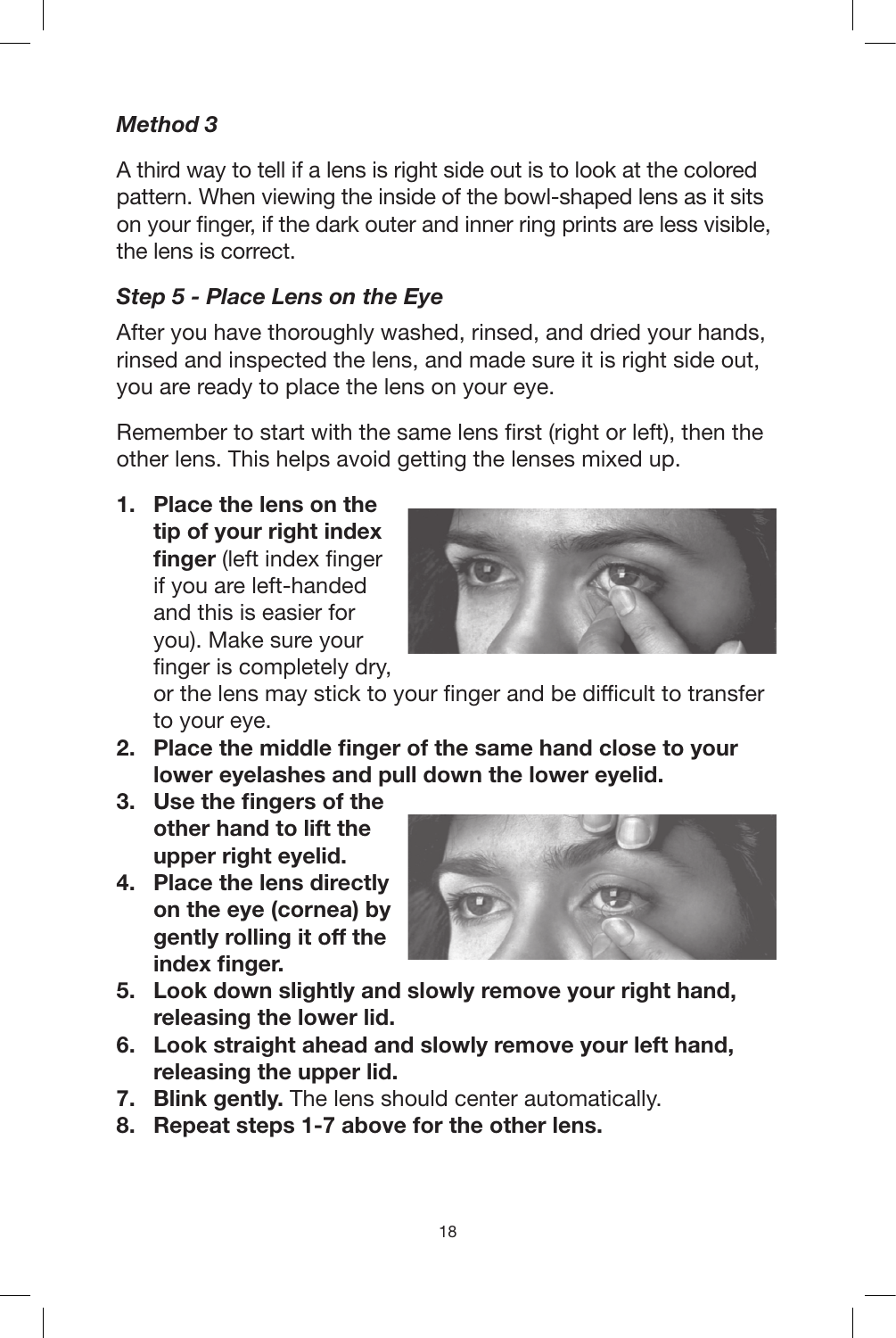### *Method 3*

A third way to tell if a lens is right side out is to look at the colored pattern. When viewing the inside of the bowl-shaped lens as it sits on your finger, if the dark outer and inner ring prints are less visible, the lens is correct.

### *Step 5 - Place Lens on the Eye*

After you have thoroughly washed, rinsed, and dried your hands, rinsed and inspected the lens, and made sure it is right side out, you are ready to place the lens on your eye.

Remember to start with the same lens first (right or left), then the other lens. This helps avoid getting the lenses mixed up.

1. **Place the lens on the tip of your right index finger** (left index finger if you are left-handed and this is easier for you). Make sure your finger is completely dry, or the lens may stick to your finger and be difficult to transfer to your eye.
2. **Place the middle finger of the same hand close to your lower eyelashes and pull down the lower eyelid.**
3. **Use the fingers of the other hand to lift the upper right eyelid.**
4. **Place the lens directly on the eye (cornea) by gently rolling it off the index finger.**
5. **Look down slightly and slowly remove your right hand, releasing the lower lid.**
6. **Look straight ahead and slowly remove your left hand, releasing the upper lid.**
7. **Blink gently.** The lens should center automatically.
8. **Repeat steps 1-7 above for the other lens.**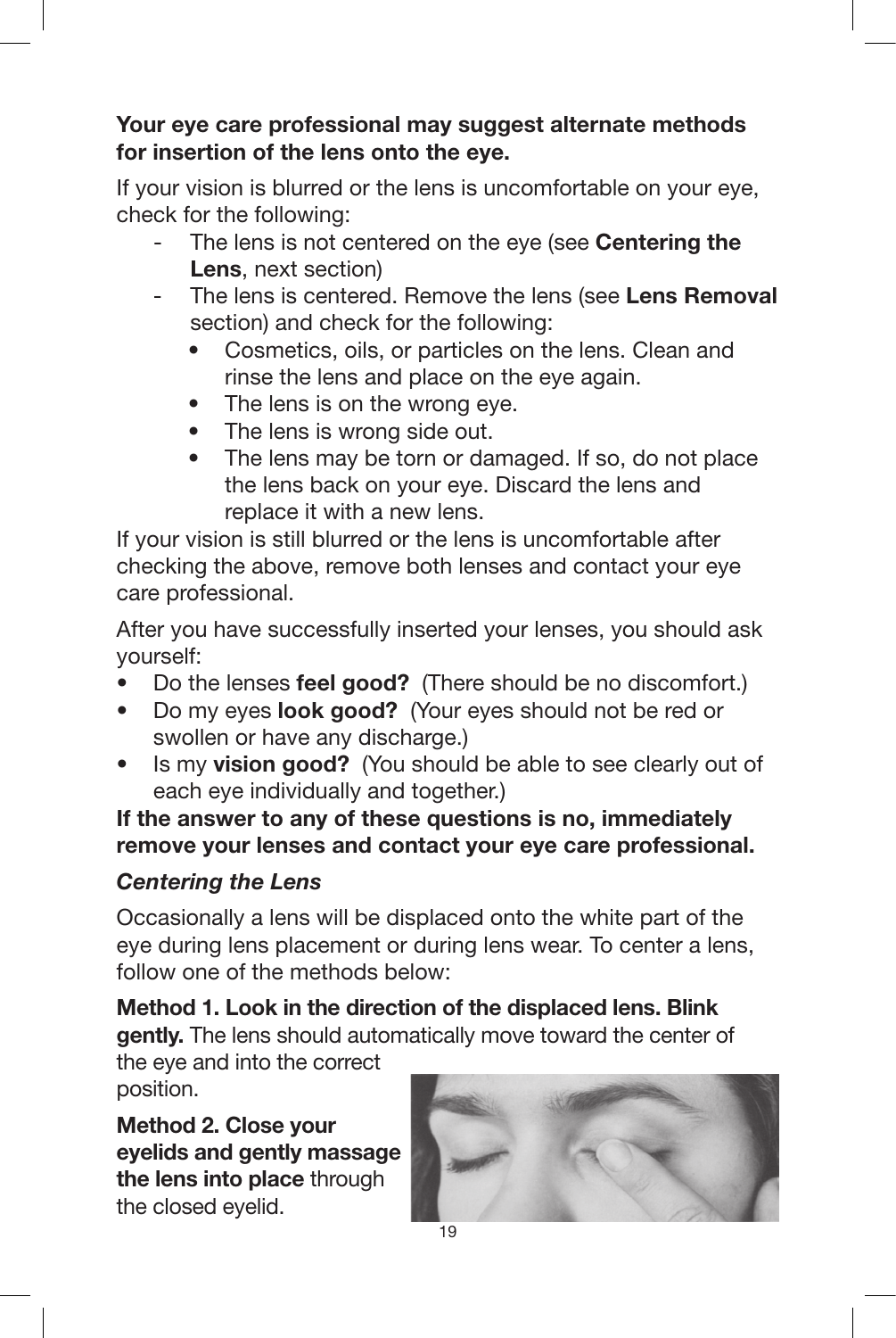**Your eye care professional may suggest alternate methods for insertion of the lens onto the eye.**

If your vision is blurred or the lens is uncomfortable on your eye, check for the following:

- The lens is not centered on the eye (see **Centering the Lens**, next section)
- The lens is centered. Remove the lens (see **Lens Removal** section) and check for the following:
  - Cosmetics, oils, or particles on the lens. Clean and rinse the lens and place on the eye again.
  - The lens is on the wrong eye.
  - The lens is wrong side out.
  - The lens may be torn or damaged. If so, do not place the lens back on your eye. Discard the lens and replace it with a new lens.

If your vision is still blurred or the lens is uncomfortable after checking the above, remove both lenses and contact your eye care professional.

After you have successfully inserted your lenses, you should ask yourself:

- Do the lenses **feel good?** (There should be no discomfort.)
- Do my eyes **look good?** (Your eyes should not be red or swollen or have any discharge.)
- Is my **vision good?** (You should be able to see clearly out of each eye individually and together.)

**If the answer to any of these questions is no, immediately remove your lenses and contact your eye care professional.**

### *Centering the Lens*

Occasionally a lens will be displaced onto the white part of the eye during lens placement or during lens wear. To center a lens, follow one of the methods below:

**Method 1. Look in the direction of the displaced lens. Blink gently.** The lens should automatically move toward the center of the eye and into the correct position.

**Method 2. Close your eyelids and gently massage the lens into place** through the closed eyelid.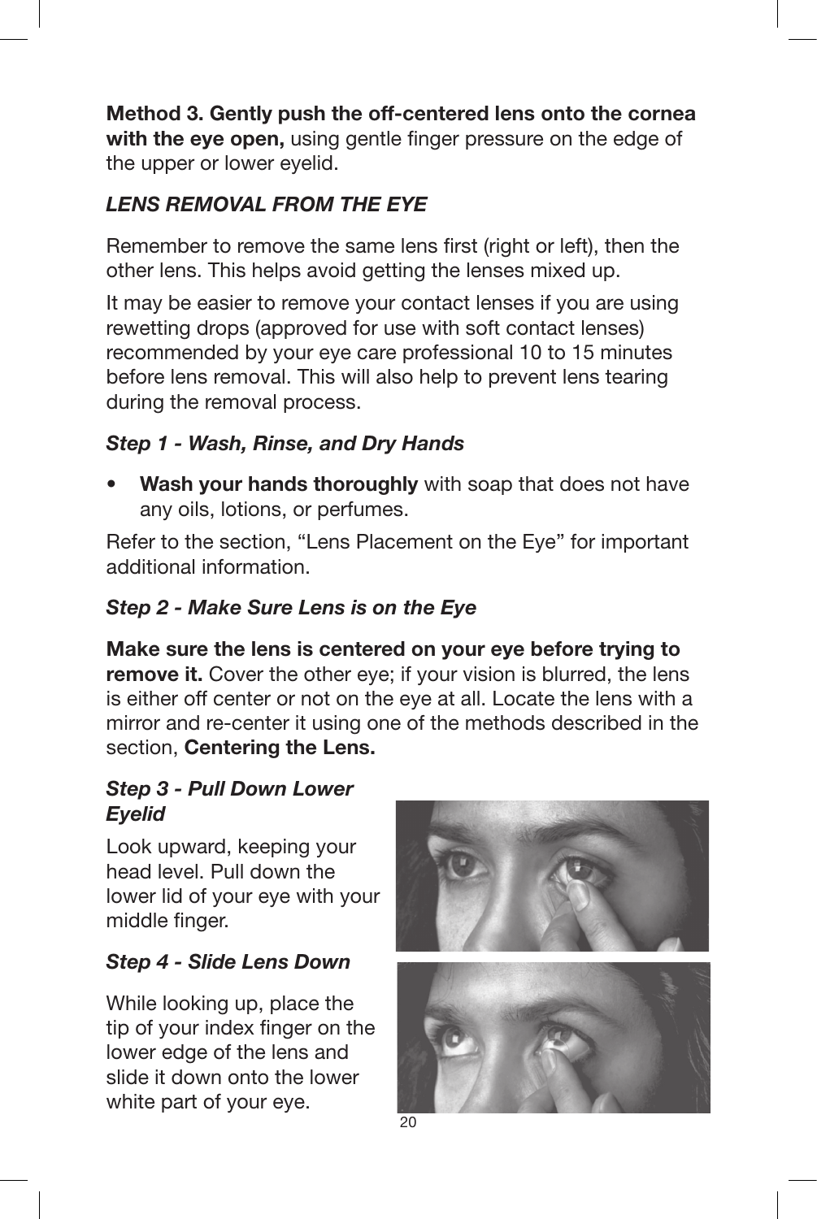**Method 3. Gently push the off-centered lens onto the cornea with the eye open,** using gentle finger pressure on the edge of the upper or lower eyelid.

### *LENS REMOVAL FROM THE EYE*

Remember to remove the same lens first (right or left), then the other lens. This helps avoid getting the lenses mixed up.

It may be easier to remove your contact lenses if you are using rewetting drops (approved for use with soft contact lenses) recommended by your eye care professional 10 to 15 minutes before lens removal. This will also help to prevent lens tearing during the removal process.

#### *Step 1 - Wash, Rinse, and Dry Hands*

- **Wash your hands thoroughly** with soap that does not have any oils, lotions, or perfumes.

Refer to the section, "Lens Placement on the Eye" for important additional information.

#### *Step 2 - Make Sure Lens is on the Eye*

**Make sure the lens is centered on your eye before trying to remove it.** Cover the other eye; if your vision is blurred, the lens is either off center or not on the eye at all. Locate the lens with a mirror and re-center it using one of the methods described in the section, **Centering the Lens.**

#### *Step 3 - Pull Down Lower Eyelid*

Look upward, keeping your head level. Pull down the lower lid of your eye with your middle finger.

#### *Step 4 - Slide Lens Down*

While looking up, place the tip of your index finger on the lower edge of the lens and slide it down onto the lower white part of your eye.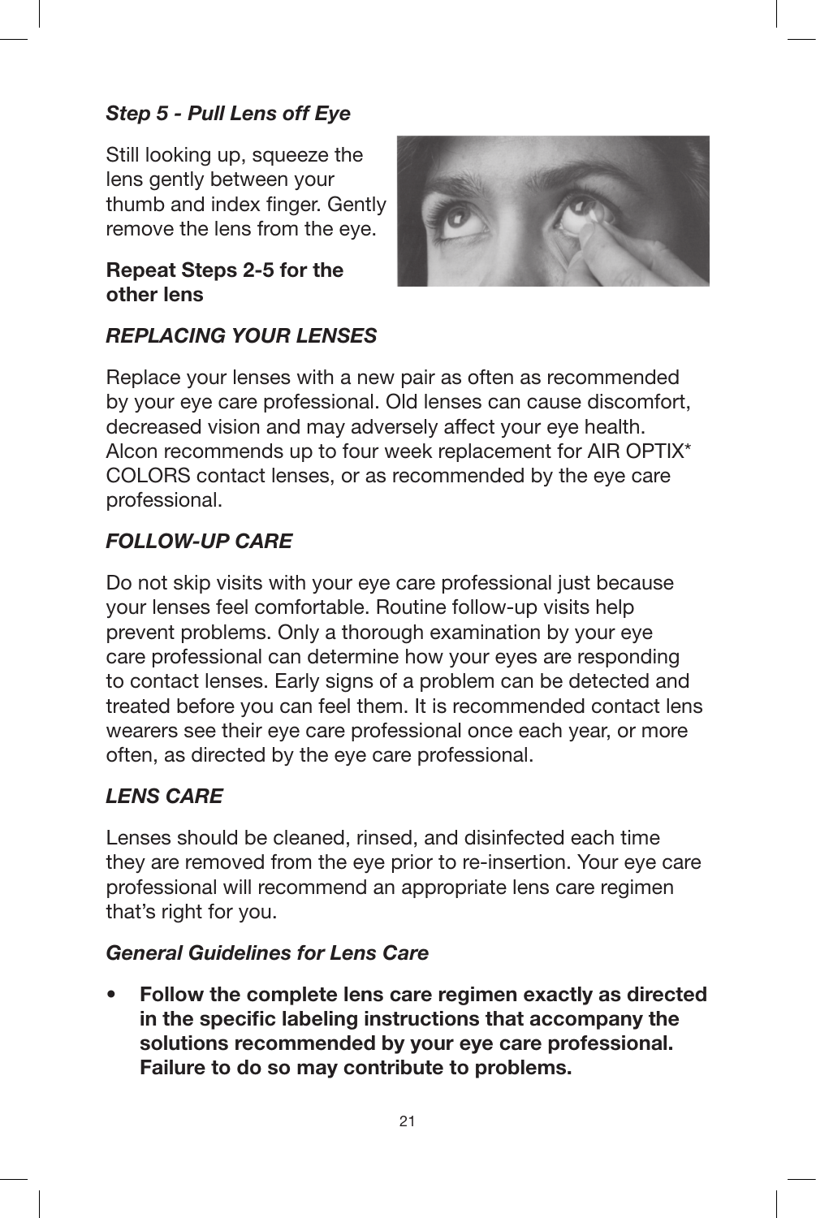### *Step 5 - Pull Lens off Eye*

Still looking up, squeeze the lens gently between your thumb and index finger. Gently remove the lens from the eye.

**Repeat Steps 2-5 for the other lens**

### *REPLACING YOUR LENSES*

Replace your lenses with a new pair as often as recommended by your eye care professional. Old lenses can cause discomfort, decreased vision and may adversely affect your eye health. Alcon recommends up to four week replacement for AIR OPTIX* COLORS contact lenses, or as recommended by the eye care professional.

### *FOLLOW-UP CARE*

Do not skip visits with your eye care professional just because your lenses feel comfortable. Routine follow-up visits help prevent problems. Only a thorough examination by your eye care professional can determine how your eyes are responding to contact lenses. Early signs of a problem can be detected and treated before you can feel them. It is recommended contact lens wearers see their eye care professional once each year, or more often, as directed by the eye care professional.

### *LENS CARE*

Lenses should be cleaned, rinsed, and disinfected each time they are removed from the eye prior to re-insertion. Your eye care professional will recommend an appropriate lens care regimen that's right for you.

#### *General Guidelines for Lens Care*

- **Follow the complete lens care regimen exactly as directed in the specific labeling instructions that accompany the solutions recommended by your eye care professional. Failure to do so may contribute to problems.**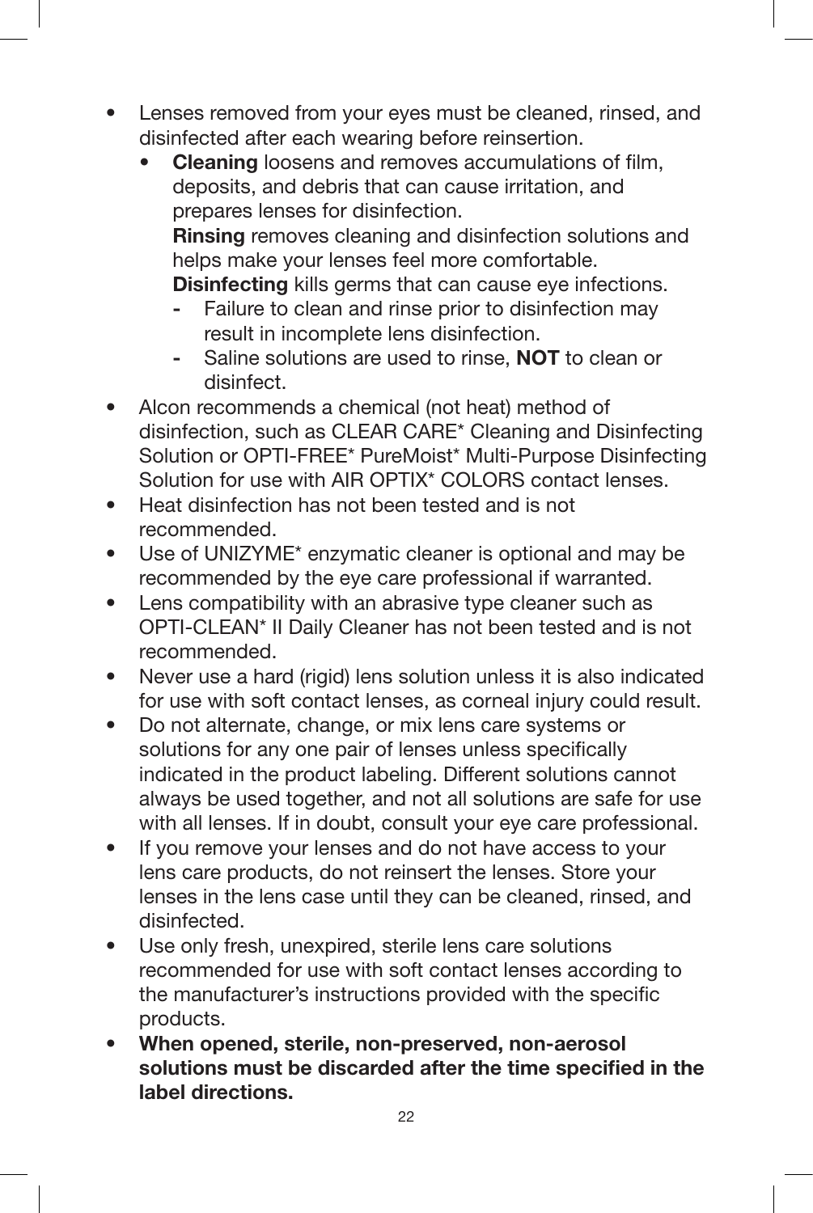- Lenses removed from your eyes must be cleaned, rinsed, and disinfected after each wearing before reinsertion.
  - **Cleaning** loosens and removes accumulations of film, deposits, and debris that can cause irritation, and prepares lenses for disinfection.
    **Rinsing** removes cleaning and disinfection solutions and helps make your lenses feel more comfortable.
    **Disinfecting** kills germs that can cause eye infections.
    - Failure to clean and rinse prior to disinfection may result in incomplete lens disinfection.
    - Saline solutions are used to rinse, **NOT** to clean or disinfect.
- Alcon recommends a chemical (not heat) method of disinfection, such as CLEAR CARE* Cleaning and Disinfecting Solution or OPTI-FREE* PureMoist* Multi-Purpose Disinfecting Solution for use with AIR OPTIX* COLORS contact lenses.
- Heat disinfection has not been tested and is not recommended.
- Use of UNIZYME* enzymatic cleaner is optional and may be recommended by the eye care professional if warranted.
- Lens compatibility with an abrasive type cleaner such as OPTI-CLEAN* II Daily Cleaner has not been tested and is not recommended.
- Never use a hard (rigid) lens solution unless it is also indicated for use with soft contact lenses, as corneal injury could result.
- Do not alternate, change, or mix lens care systems or solutions for any one pair of lenses unless specifically indicated in the product labeling. Different solutions cannot always be used together, and not all solutions are safe for use with all lenses. If in doubt, consult your eye care professional.
- If you remove your lenses and do not have access to your lens care products, do not reinsert the lenses. Store your lenses in the lens case until they can be cleaned, rinsed, and disinfected.
- Use only fresh, unexpired, sterile lens care solutions recommended for use with soft contact lenses according to the manufacturer's instructions provided with the specific products.
- **When opened, sterile, non-preserved, non-aerosol solutions must be discarded after the time specified in the label directions.**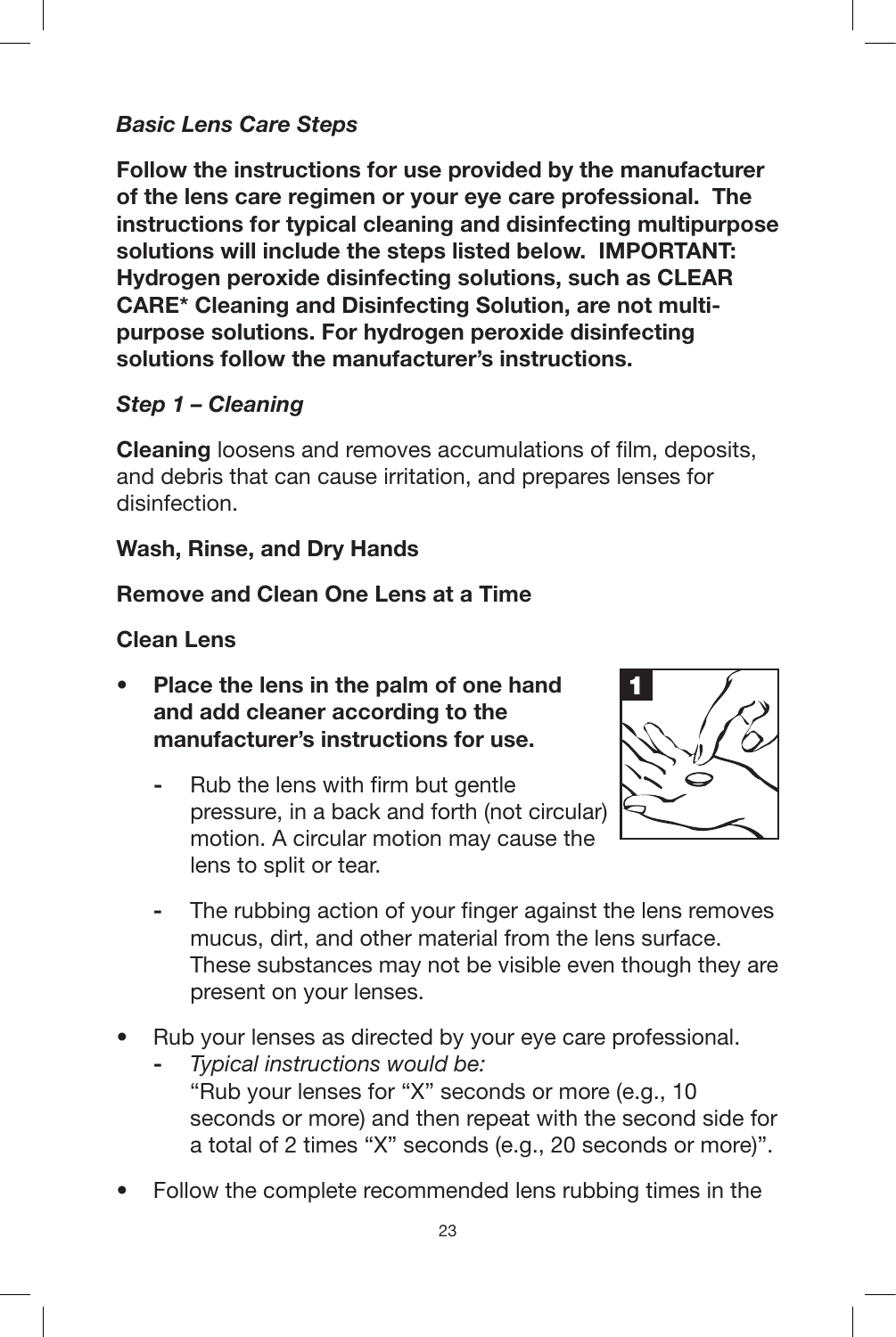### *Basic Lens Care Steps*

**Follow the instructions for use provided by the manufacturer of the lens care regimen or your eye care professional. The instructions for typical cleaning and disinfecting multipurpose solutions will include the steps listed below. IMPORTANT: Hydrogen peroxide disinfecting solutions, such as CLEAR CARE* Cleaning and Disinfecting Solution, are not multi-purpose solutions. For hydrogen peroxide disinfecting solutions follow the manufacturer's instructions.**

#### *Step 1 – Cleaning*

**Cleaning** loosens and removes accumulations of film, deposits, and debris that can cause irritation, and prepares lenses for disinfection.

**Wash, Rinse, and Dry Hands**

**Remove and Clean One Lens at a Time**

**Clean Lens**

- **Place the lens in the palm of one hand and add cleaner according to the manufacturer's instructions for use.**
  - Rub the lens with firm but gentle pressure, in a back and forth (not circular) motion. A circular motion may cause the lens to split or tear.
  - The rubbing action of your finger against the lens removes mucus, dirt, and other material from the lens surface. These substances may not be visible even though they are present on your lenses.
- Rub your lenses as directed by your eye care professional.
  - *Typical instructions would be:* "Rub your lenses for "X" seconds or more (e.g., 10 seconds or more) and then repeat with the second side for a total of 2 times "X" seconds (e.g., 20 seconds or more)".
- Follow the complete recommended lens rubbing times in the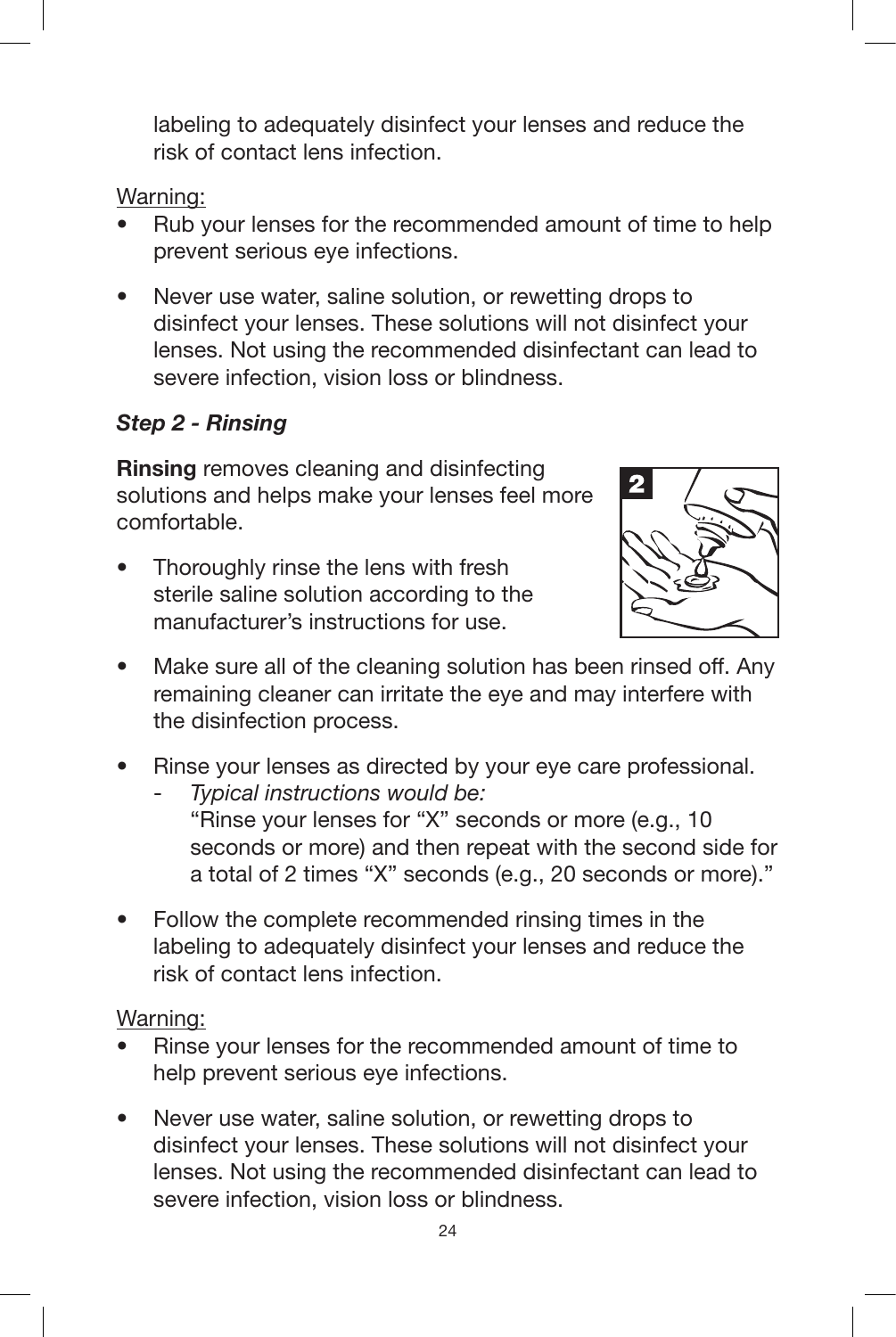labeling to adequately disinfect your lenses and reduce the risk of contact lens infection.

Warning:

- Rub your lenses for the recommended amount of time to help prevent serious eye infections.
- Never use water, saline solution, or rewetting drops to disinfect your lenses. These solutions will not disinfect your lenses. Not using the recommended disinfectant can lead to severe infection, vision loss or blindness.

***Step 2 - Rinsing***

**Rinsing** removes cleaning and disinfecting solutions and helps make your lenses feel more comfortable.

- Thoroughly rinse the lens with fresh sterile saline solution according to the manufacturer's instructions for use.
- Make sure all of the cleaning solution has been rinsed off. Any remaining cleaner can irritate the eye and may interfere with the disinfection process.
- Rinse your lenses as directed by your eye care professional.
  - *Typical instructions would be:* "Rinse your lenses for "X" seconds or more (e.g., 10 seconds or more) and then repeat with the second side for a total of 2 times "X" seconds (e.g., 20 seconds or more)."
- Follow the complete recommended rinsing times in the labeling to adequately disinfect your lenses and reduce the risk of contact lens infection.

Warning:

- Rinse your lenses for the recommended amount of time to help prevent serious eye infections.
- Never use water, saline solution, or rewetting drops to disinfect your lenses. These solutions will not disinfect your lenses. Not using the recommended disinfectant can lead to severe infection, vision loss or blindness.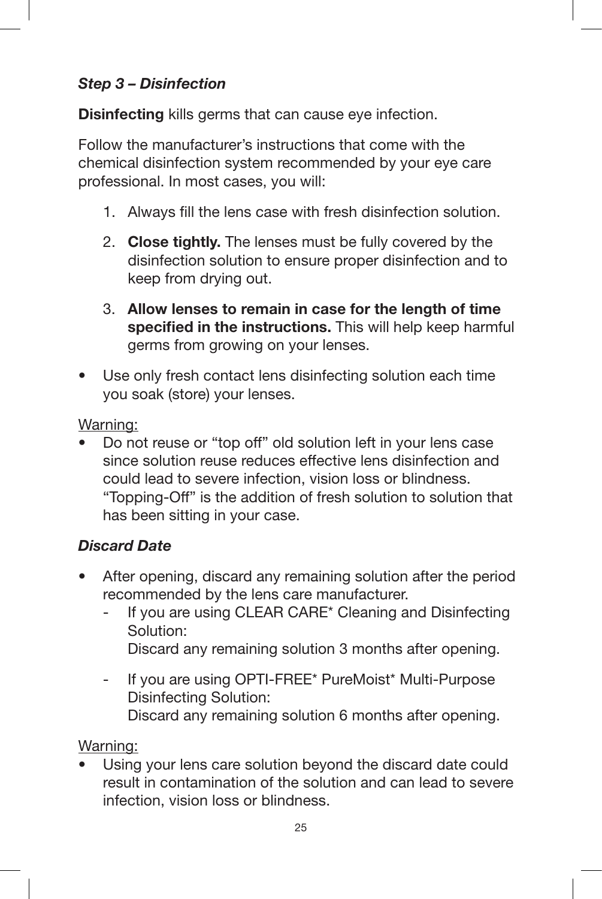### *Step 3 – Disinfection*

**Disinfecting** kills germs that can cause eye infection.

Follow the manufacturer's instructions that come with the chemical disinfection system recommended by your eye care professional. In most cases, you will:

1. Always fill the lens case with fresh disinfection solution.
2. **Close tightly.** The lenses must be fully covered by the disinfection solution to ensure proper disinfection and to keep from drying out.
3. **Allow lenses to remain in case for the length of time specified in the instructions.** This will help keep harmful germs from growing on your lenses.

- Use only fresh contact lens disinfecting solution each time you soak (store) your lenses.

Warning:

- Do not reuse or "top off" old solution left in your lens case since solution reuse reduces effective lens disinfection and could lead to severe infection, vision loss or blindness. "Topping-Off" is the addition of fresh solution to solution that has been sitting in your case.

### *Discard Date*

- After opening, discard any remaining solution after the period recommended by the lens care manufacturer.
  - If you are using CLEAR CARE* Cleaning and Disinfecting Solution:
    Discard any remaining solution 3 months after opening.
  - If you are using OPTI-FREE* PureMoist* Multi-Purpose Disinfecting Solution:
    Discard any remaining solution 6 months after opening.

Warning:

- Using your lens care solution beyond the discard date could result in contamination of the solution and can lead to severe infection, vision loss or blindness.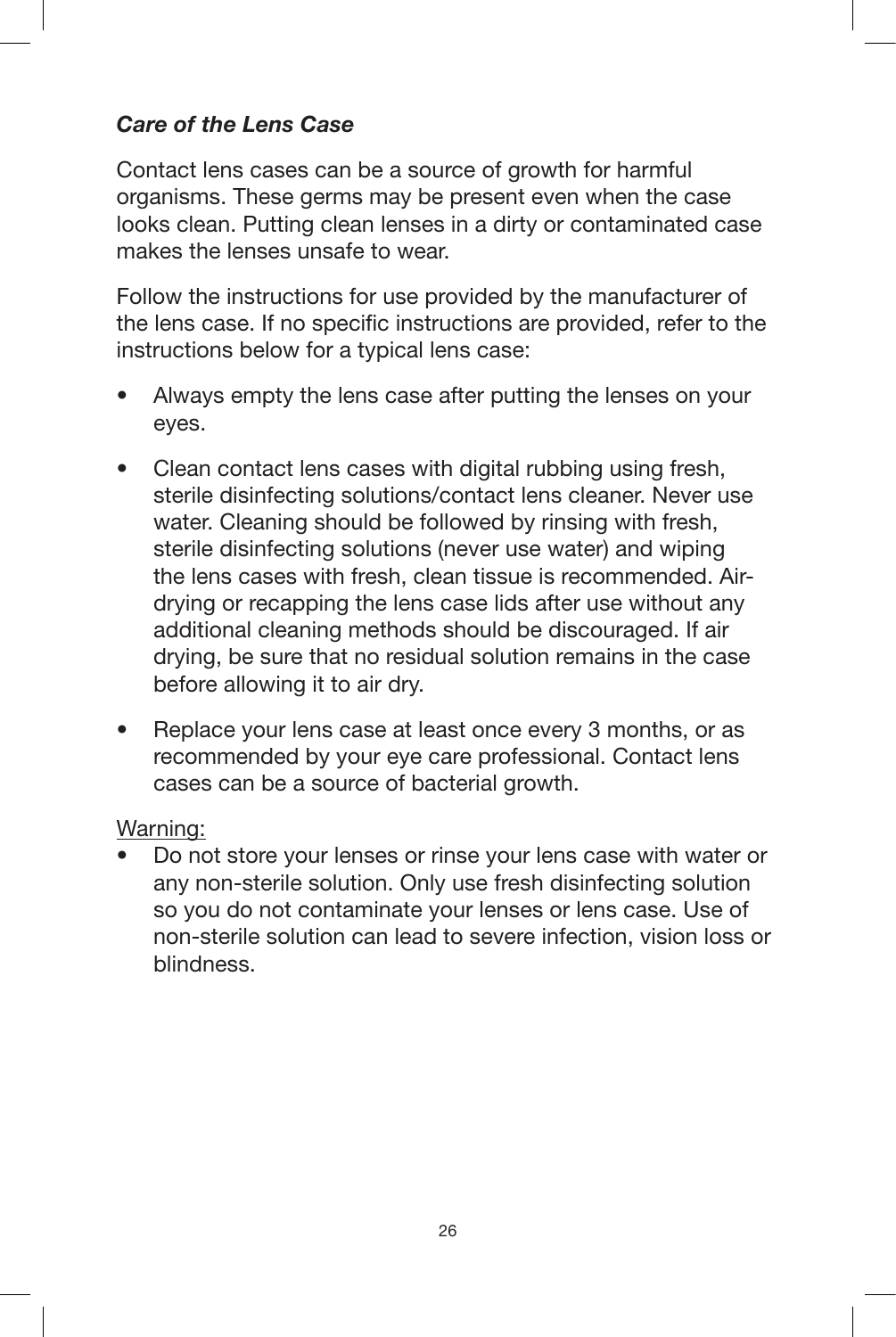***Care of the Lens Case***

Contact lens cases can be a source of growth for harmful organisms. These germs may be present even when the case looks clean. Putting clean lenses in a dirty or contaminated case makes the lenses unsafe to wear.

Follow the instructions for use provided by the manufacturer of the lens case. If no specific instructions are provided, refer to the instructions below for a typical lens case:

- Always empty the lens case after putting the lenses on your eyes.
- Clean contact lens cases with digital rubbing using fresh, sterile disinfecting solutions/contact lens cleaner. Never use water. Cleaning should be followed by rinsing with fresh, sterile disinfecting solutions (never use water) and wiping the lens cases with fresh, clean tissue is recommended. Air-drying or recapping the lens case lids after use without any additional cleaning methods should be discouraged. If air drying, be sure that no residual solution remains in the case before allowing it to air dry.
- Replace your lens case at least once every 3 months, or as recommended by your eye care professional. Contact lens cases can be a source of bacterial growth.

<u>Warning:</u>

- Do not store your lenses or rinse your lens case with water or any non-sterile solution. Only use fresh disinfecting solution so you do not contaminate your lenses or lens case. Use of non-sterile solution can lead to severe infection, vision loss or blindness.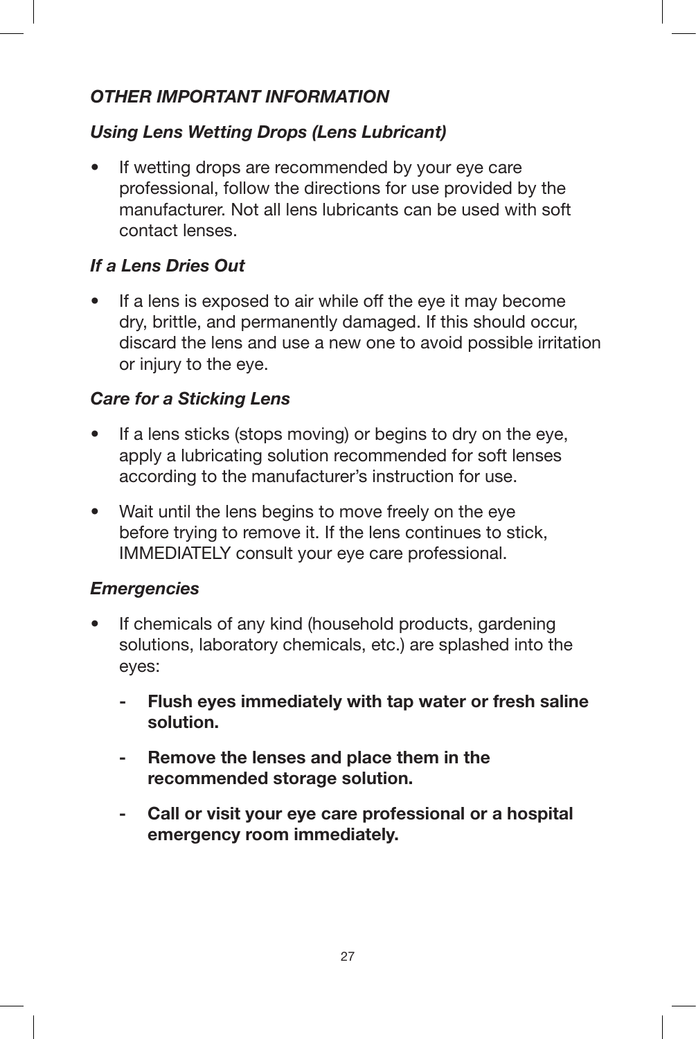## *OTHER IMPORTANT INFORMATION*

### *Using Lens Wetting Drops (Lens Lubricant)*

- If wetting drops are recommended by your eye care professional, follow the directions for use provided by the manufacturer. Not all lens lubricants can be used with soft contact lenses.

### *If a Lens Dries Out*

- If a lens is exposed to air while off the eye it may become dry, brittle, and permanently damaged. If this should occur, discard the lens and use a new one to avoid possible irritation or injury to the eye.

### *Care for a Sticking Lens*

- If a lens sticks (stops moving) or begins to dry on the eye, apply a lubricating solution recommended for soft lenses according to the manufacturer's instruction for use.
- Wait until the lens begins to move freely on the eye before trying to remove it. If the lens continues to stick, IMMEDIATELY consult your eye care professional.

### *Emergencies*

- If chemicals of any kind (household products, gardening solutions, laboratory chemicals, etc.) are splashed into the eyes:
  - **Flush eyes immediately with tap water or fresh saline solution.**
  - **Remove the lenses and place them in the recommended storage solution.**
  - **Call or visit your eye care professional or a hospital emergency room immediately.**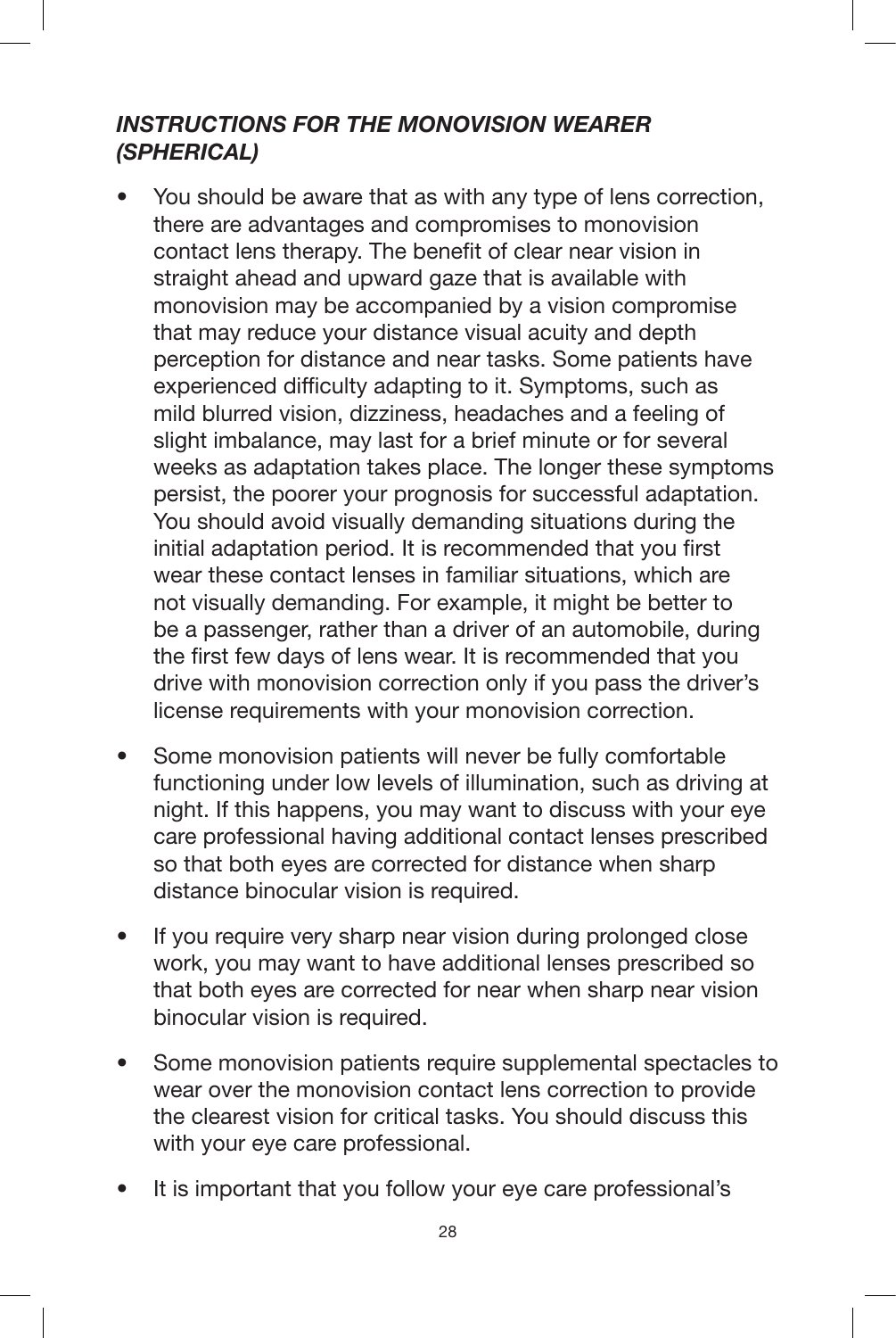### *INSTRUCTIONS FOR THE MONOVISION WEARER (SPHERICAL)*

- You should be aware that as with any type of lens correction, there are advantages and compromises to monovision contact lens therapy. The benefit of clear near vision in straight ahead and upward gaze that is available with monovision may be accompanied by a vision compromise that may reduce your distance visual acuity and depth perception for distance and near tasks. Some patients have experienced difficulty adapting to it. Symptoms, such as mild blurred vision, dizziness, headaches and a feeling of slight imbalance, may last for a brief minute or for several weeks as adaptation takes place. The longer these symptoms persist, the poorer your prognosis for successful adaptation. You should avoid visually demanding situations during the initial adaptation period. It is recommended that you first wear these contact lenses in familiar situations, which are not visually demanding. For example, it might be better to be a passenger, rather than a driver of an automobile, during the first few days of lens wear. It is recommended that you drive with monovision correction only if you pass the driver's license requirements with your monovision correction.
- Some monovision patients will never be fully comfortable functioning under low levels of illumination, such as driving at night. If this happens, you may want to discuss with your eye care professional having additional contact lenses prescribed so that both eyes are corrected for distance when sharp distance binocular vision is required.
- If you require very sharp near vision during prolonged close work, you may want to have additional lenses prescribed so that both eyes are corrected for near when sharp near vision binocular vision is required.
- Some monovision patients require supplemental spectacles to wear over the monovision contact lens correction to provide the clearest vision for critical tasks. You should discuss this with your eye care professional.
- It is important that you follow your eye care professional's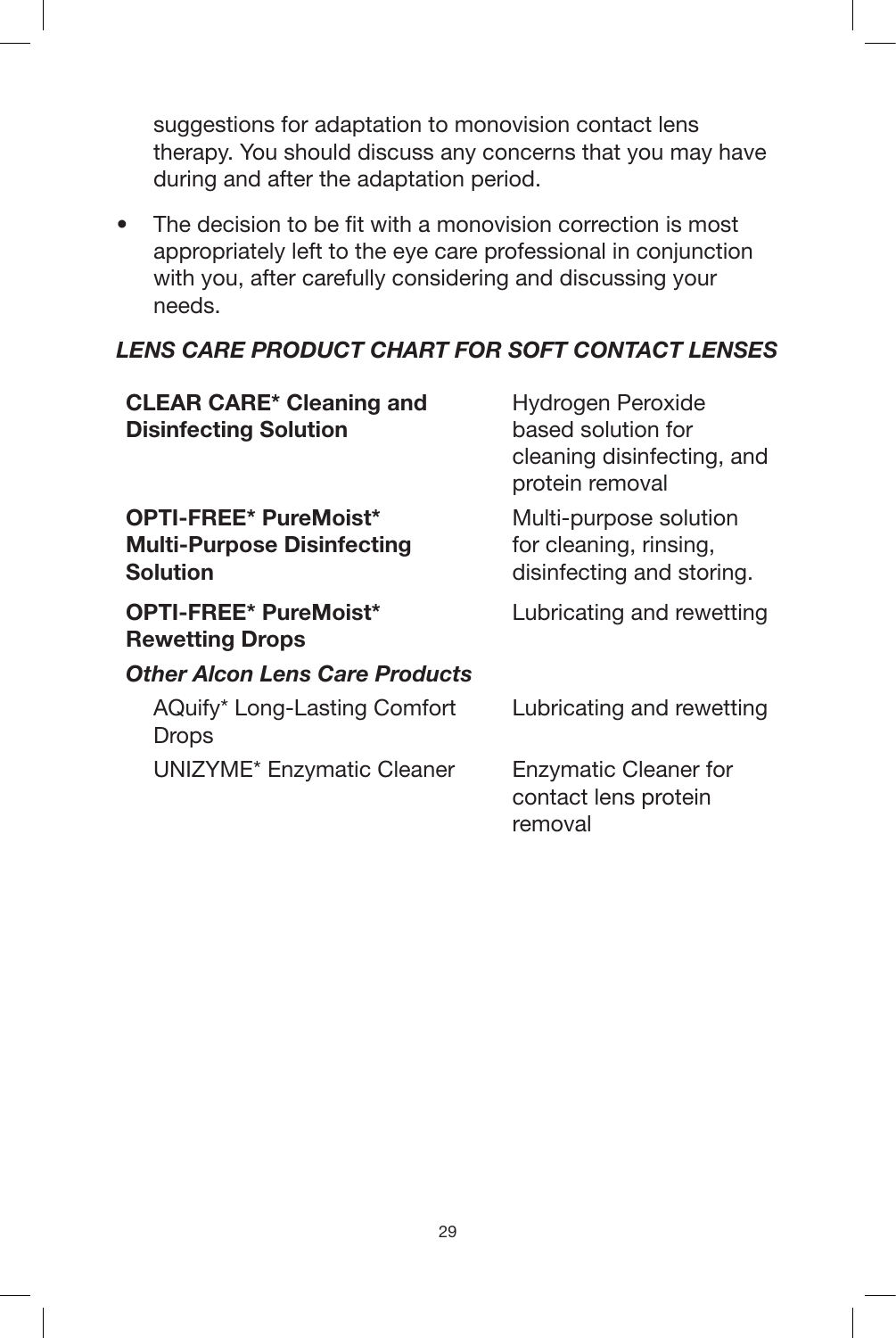suggestions for adaptation to monovision contact lens therapy. You should discuss any concerns that you may have during and after the adaptation period.

- The decision to be fit with a monovision correction is most appropriately left to the eye care professional in conjunction with you, after carefully considering and discussing your needs.

### *LENS CARE PRODUCT CHART FOR SOFT CONTACT LENSES*

| | |
|---|---|
| **CLEAR CARE* Cleaning and Disinfecting Solution** | Hydrogen Peroxide based solution for cleaning disinfecting, and protein removal |
| **OPTI-FREE* PureMoist* Multi-Purpose Disinfecting Solution** | Multi-purpose solution for cleaning, rinsing, disinfecting and storing. |
| **OPTI-FREE* PureMoist* Rewetting Drops** | Lubricating and rewetting |
| ***Other Alcon Lens Care Products*** | |
| AQuify* Long-Lasting Comfort Drops | Lubricating and rewetting |
| UNIZYME* Enzymatic Cleaner | Enzymatic Cleaner for contact lens protein removal |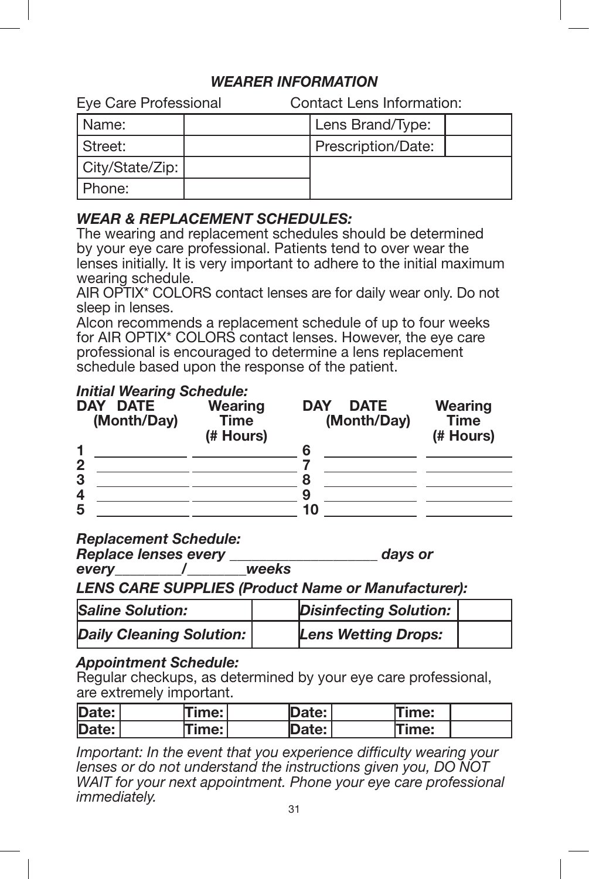## *WEARER INFORMATION*

Eye Care Professional

| Name: | |
|---|---|
| Street: | |
| City/State/Zip: | |
| Phone: | |

Contact Lens Information:

| Lens Brand/Type: | |
|---|---|
| Prescription/Date: | |

### *WEAR & REPLACEMENT SCHEDULES:*

The wearing and replacement schedules should be determined by your eye care professional. Patients tend to over wear the lenses initially. It is very important to adhere to the initial maximum wearing schedule.

AIR OPTIX* COLORS contact lenses are for daily wear only. Do not sleep in lenses.

Alcon recommends a replacement schedule of up to four weeks for AIR OPTIX* COLORS contact lenses. However, the eye care professional is encouraged to determine a lens replacement schedule based upon the response of the patient.

### *Initial Wearing Schedule:*

| DAY | DATE (Month/Day) | Wearing Time (# Hours) | DAY | DATE (Month/Day) | Wearing Time (# Hours) |
|---|---|---|---|---|---|
| 1 | | | 6 | | |
| 2 | | | 7 | | |
| 3 | | | 8 | | |
| 4 | | | 9 | | |
| 5 | | | 10 | | |

### *Replacement Schedule:*

***Replace lenses every ___________________ days or every_________/________weeks***

### *LENS CARE SUPPLIES (Product Name or Manufacturer):*

| *Saline Solution:* | | *Disinfecting Solution:* | |
|---|---|---|---|
| ***Daily Cleaning Solution:*** | | ***Lens Wetting Drops:*** | |

### *Appointment Schedule:*

Regular checkups, as determined by your eye care professional, are extremely important.

| Date: | | Time: | | Date: | | Time: | |
|---|---|---|---|---|---|---|---|
| **Date:** | | **Time:** | | **Date:** | | **Time:** | |

*Important: In the event that you experience difficulty wearing your lenses or do not understand the instructions given you, DO NOT WAIT for your next appointment. Phone your eye care professional immediately.*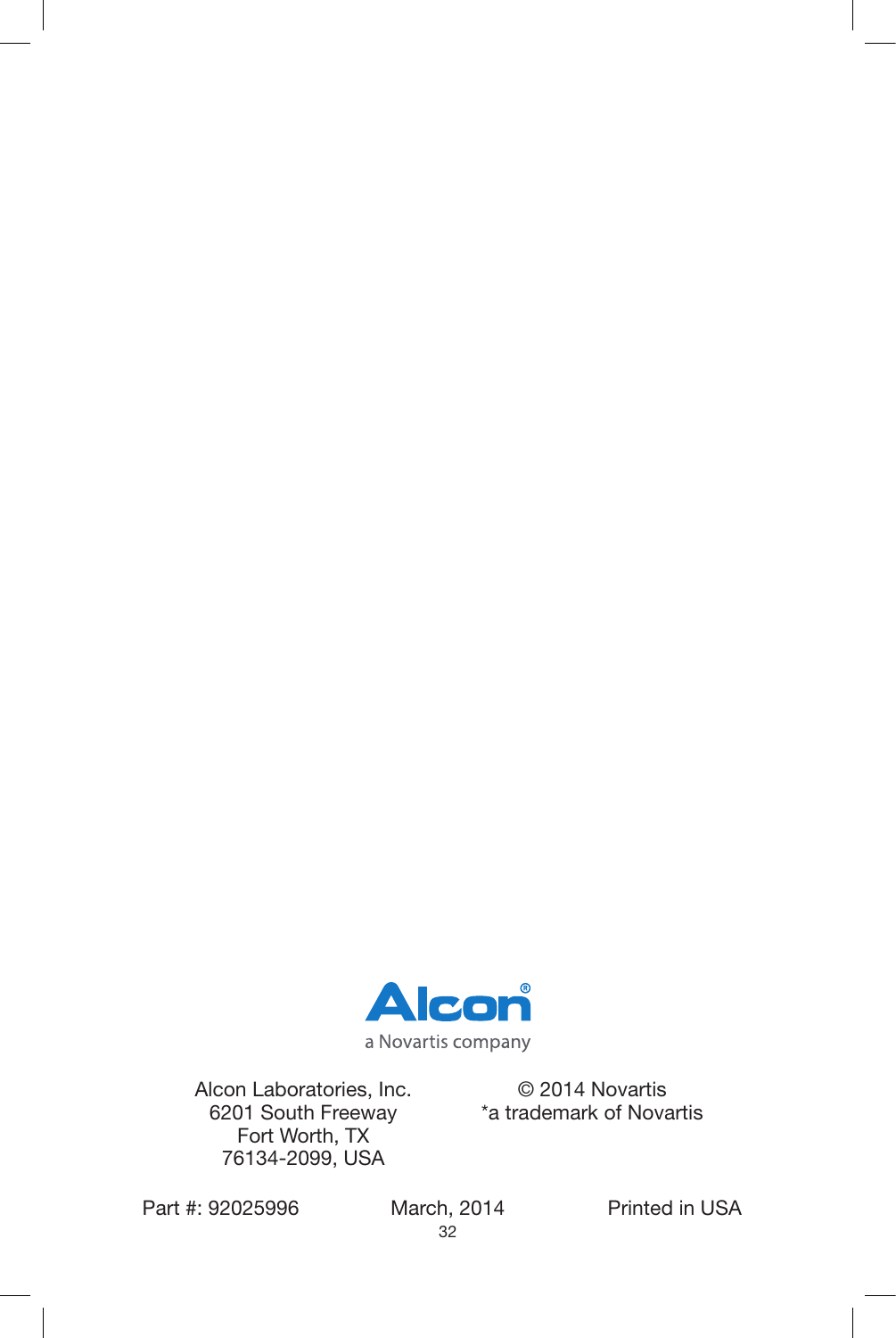Alcon®

a Novartis company

Alcon Laboratories, Inc.
6201 South Freeway
Fort Worth, TX
76134-2099, USA

© 2014 Novartis
*a trademark of Novartis

Part #: 92025996

March, 2014

Printed in USA